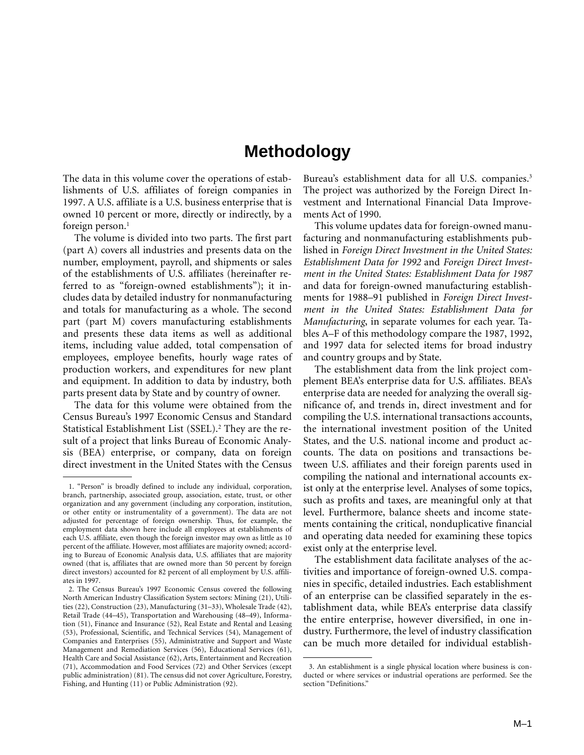# Methodology

The data in this volume cover the operations of establishments of U.S. affiliates of foreign companies in 1997. A U.S. affiliate is a U.S. business enterprise that is owned 10 percent or more, directly or indirectly, by a foreign person.[1]

The volume is divided into two parts. The first part (part A) covers all industries and presents data on the number, employment, payroll, and shipments or sales of the establishments of U.S. affiliates (hereinafter referred to as "foreign-owned establishments"); it includes data by detailed industry for nonmanufacturing and totals for manufacturing as a whole. The second part (part M) covers manufacturing establishments and presents these data items as well as additional items, including value added, total compensation of employees, employee benefits, hourly wage rates of production workers, and expenditures for new plant and equipment. In addition to data by industry, both parts present data by State and by country of owner.

The data for this volume were obtained from the Census Bureau's 1997 Economic Census and Standard Statistical Establishment List (SSEL).[2] They are the result of a project that links Bureau of Economic Analysis (BEA) enterprise, or company, data on foreign direct investment in the United States with the Census Bureau's establishment data for all U.S. companies.[3] The project was authorized by the Foreign Direct Investment and International Financial Data Improvements Act of 1990.

This volume updates data for foreign-owned manufacturing and nonmanufacturing establishments published in *Foreign Direct Investment in the United States: Establishment Data for 1992* and *Foreign Direct Investment in the United States: Establishment Data for 1987* and data for foreign-owned manufacturing establishments for 1988–91 published in *Foreign Direct Investment in the United States: Establishment Data for Manufacturing*, in separate volumes for each year. Tables A–F of this methodology compare the 1987, 1992, and 1997 data for selected items for broad industry and country groups and by State.

The establishment data from the link project complement BEA's enterprise data for U.S. affiliates. BEA's enterprise data are needed for analyzing the overall significance of, and trends in, direct investment and for compiling the U.S. international transactions accounts, the international investment position of the United States, and the U.S. national income and product accounts. The data on positions and transactions between U.S. affiliates and their foreign parents used in compiling the national and international accounts exist only at the enterprise level. Analyses of some topics, such as profits and taxes, are meaningful only at that level. Furthermore, balance sheets and income statements containing the critical, nonduplicative financial and operating data needed for examining these topics exist only at the enterprise level.

The establishment data facilitate analyses of the activities and importance of foreign-owned U.S. companies in specific, detailed industries. Each establishment of an enterprise can be classified separately in the establishment data, while BEA's enterprise data classify the entire enterprise, however diversified, in one industry. Furthermore, the level of industry classification can be much more detailed for individual establish-

---

1. "Person" is broadly defined to include any individual, corporation, branch, partnership, associated group, association, estate, trust, or other organization and any government (including any corporation, institution, or other entity or instrumentality of a government). The data are not adjusted for percentage of foreign ownership. Thus, for example, the employment data shown here include all employees at establishments of each U.S. affiliate, even though the foreign investor may own as little as 10 percent of the affiliate. However, most affiliates are majority owned; according to Bureau of Economic Analysis data, U.S. affiliates that are majority owned (that is, affiliates that are owned more than 50 percent by foreign direct investors) accounted for 82 percent of all employment by U.S. affiliates in 1997.

2. The Census Bureau's 1997 Economic Census covered the following North American Industry Classification System sectors: Mining (21), Utilities (22), Construction (23), Manufacturing (31–33), Wholesale Trade (42), Retail Trade (44–45), Transportation and Warehousing (48–49), Information (51), Finance and Insurance (52), Real Estate and Rental and Leasing (53), Professional, Scientific, and Technical Services (54), Management of Companies and Enterprises (55), Administrative and Support and Waste Management and Remediation Services (56), Educational Services (61), Health Care and Social Assistance (62), Arts, Entertainment and Recreation (71), Accommodation and Food Services (72) and Other Services (except public administration) (81). The census did not cover Agriculture, Forestry, Fishing, and Hunting (11) or Public Administration (92).

3. An establishment is a single physical location where business is conducted or where services or industrial operations are performed. See the section "Definitions."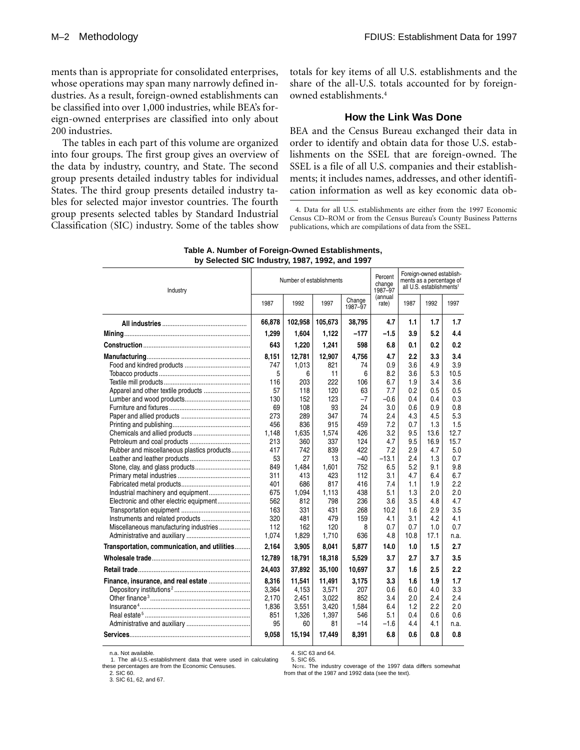ments than is appropriate for consolidated enterprises, whose operations may span many narrowly defined industries. As a result, foreign-owned establishments can be classified into over 1,000 industries, while BEA's foreign-owned enterprises are classified into only about 200 industries.

The tables in each part of this volume are organized into four groups. The first group gives an overview of the data by industry, country, and State. The second group presents detailed industry tables for individual States. The third group presents detailed industry tables for selected major investor countries. The fourth group presents selected tables by Standard Industrial Classification (SIC) industry. Some of the tables show totals for key items of all U.S. establishments and the share of the all-U.S. totals accounted for by foreign-owned establishments.[4]

## How the Link Was Done

BEA and the Census Bureau exchanged their data in order to identify and obtain data for those U.S. establishments on the SSEL that are foreign-owned. The SSEL is a file of all U.S. companies and their establishments; it includes names, addresses, and other identification information as well as key economic data ob-

4. Data for all U.S. establishments are either from the 1997 Economic Census CD–ROM or from the Census Bureau's County Business Patterns publications, which are compilations of data from the SSEL.

**Table A. Number of Foreign-Owned Establishments, by Selected SIC Industry, 1987, 1992, and 1997**

| Industry | Number of establishments | | | | Percent change 1987–97 (annual rate) | Foreign-owned establishments as a percentage of all U.S. establishments[1] | | |
|---|---|---|---|---|---|---|---|---|
| | 1987 | 1992 | 1997 | Change 1987–97 | | 1987 | 1992 | 1997 |
| **All industries** | **66,878** | **102,958** | **105,673** | **38,795** | **4.7** | **1.1** | **1.7** | **1.7** |
| **Mining** | **1,299** | **1,604** | **1,122** | **–177** | **–1.5** | **3.9** | **5.2** | **4.4** |
| **Construction** | **643** | **1,220** | **1,241** | **598** | **6.8** | **0.1** | **0.2** | **0.2** |
| **Manufacturing** | **8,151** | **12,781** | **12,907** | **4,756** | **4.7** | **2.2** | **3.3** | **3.4** |
| Food and kindred products | 747 | 1,013 | 821 | 74 | 0.9 | 3.6 | 4.9 | 3.9 |
| Tobacco products | 5 | 6 | 11 | 6 | 8.2 | 3.6 | 5.3 | 10.5 |
| Textile mill products | 116 | 203 | 222 | 106 | 6.7 | 1.9 | 3.4 | 3.6 |
| Apparel and other textile products | 57 | 118 | 120 | 63 | 7.7 | 0.2 | 0.5 | 0.5 |
| Lumber and wood products | 130 | 152 | 123 | –7 | –0.6 | 0.4 | 0.4 | 0.3 |
| Furniture and fixtures | 69 | 108 | 93 | 24 | 3.0 | 0.6 | 0.9 | 0.8 |
| Paper and allied products | 273 | 289 | 347 | 74 | 2.4 | 4.3 | 4.5 | 5.3 |
| Printing and publishing | 456 | 836 | 915 | 459 | 7.2 | 0.7 | 1.3 | 1.5 |
| Chemicals and allied products | 1,148 | 1,635 | 1,574 | 426 | 3.2 | 9.5 | 13.6 | 12.7 |
| Petroleum and coal products | 213 | 360 | 337 | 124 | 4.7 | 9.5 | 16.9 | 15.7 |
| Rubber and miscellaneous plastics products | 417 | 742 | 839 | 422 | 7.2 | 2.9 | 4.7 | 5.0 |
| Leather and leather products | 53 | 27 | 13 | –40 | –13.1 | 2.4 | 1.3 | 0.7 |
| Stone, clay, and glass products | 849 | 1,484 | 1,601 | 752 | 6.5 | 5.2 | 9.1 | 9.8 |
| Primary metal industries | 311 | 413 | 423 | 112 | 3.1 | 4.7 | 6.4 | 6.7 |
| Fabricated metal products | 401 | 686 | 817 | 416 | 7.4 | 1.1 | 1.9 | 2.2 |
| Industrial machinery and equipment | 675 | 1,094 | 1,113 | 438 | 5.1 | 1.3 | 2.0 | 2.0 |
| Electronic and other electric equipment | 562 | 812 | 798 | 236 | 3.6 | 3.5 | 4.8 | 4.7 |
| Transportation equipment | 163 | 331 | 431 | 268 | 10.2 | 1.6 | 2.9 | 3.5 |
| Instruments and related products | 320 | 481 | 479 | 159 | 4.1 | 3.1 | 4.2 | 4.1 |
| Miscellaneous manufacturing industries | 112 | 162 | 120 | 8 | 0.7 | 0.7 | 1.0 | 0.7 |
| Administrative and auxiliary | 1,074 | 1,829 | 1,710 | 636 | 4.8 | 10.8 | 17.1 | n.a. |
| **Transportation, communication, and utilities** | **2,164** | **3,905** | **8,041** | **5,877** | **14.0** | **1.0** | **1.5** | **2.7** |
| **Wholesale trade** | **12,789** | **18,791** | **18,318** | **5,529** | **3.7** | **2.7** | **3.7** | **3.5** |
| **Retail trade** | **24,403** | **37,892** | **35,100** | **10,697** | **3.7** | **1.6** | **2.5** | **2.2** |
| **Finance, insurance, and real estate** | **8,316** | **11,541** | **11,491** | **3,175** | **3.3** | **1.6** | **1.9** | **1.7** |
| Depository institutions[2] | 3,364 | 4,153 | 3,571 | 207 | 0.6 | 6.0 | 4.0 | 3.3 |
| Other finance[3] | 2,170 | 2,451 | 3,022 | 852 | 3.4 | 2.0 | 2.4 | 2.4 |
| Insurance[4] | 1,836 | 3,551 | 3,420 | 1,584 | 6.4 | 1.2 | 2.2 | 2.0 |
| Real estate[5] | 851 | 1,326 | 1,397 | 546 | 5.1 | 0.4 | 0.6 | 0.6 |
| Administrative and auxiliary | 95 | 60 | 81 | –14 | –1.6 | 4.4 | 4.1 | n.a. |
| **Services** | **9,058** | **15,194** | **17,449** | **8,391** | **6.8** | **0.6** | **0.8** | **0.8** |

n.a. Not available.
1. The all-U.S.-establishment data that were used in calculating these percentages are from the Economic Censuses.
2. SIC 60.
3. SIC 61, 62, and 67.
4. SIC 63 and 64.
5. SIC 65.
NOTE. The industry coverage of the 1997 data differs somewhat from that of the 1987 and 1992 data (see the text).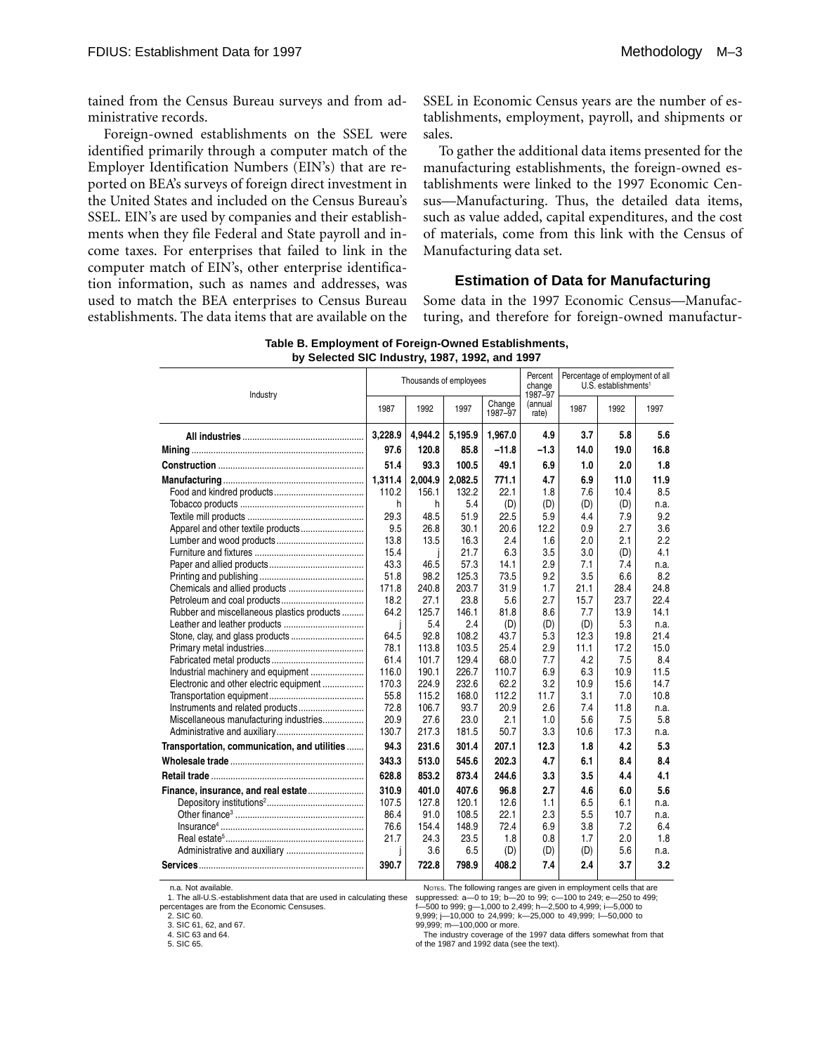tained from the Census Bureau surveys and from administrative records.

Foreign-owned establishments on the SSEL were identified primarily through a computer match of the Employer Identification Numbers (EIN's) that are reported on BEA's surveys of foreign direct investment in the United States and included on the Census Bureau's SSEL. EIN's are used by companies and their establishments when they file Federal and State payroll and income taxes. For enterprises that failed to link in the computer match of EIN's, other enterprise identification information, such as names and addresses, was used to match the BEA enterprises to Census Bureau establishments. The data items that are available on the SSEL in Economic Census years are the number of establishments, employment, payroll, and shipments or sales.

To gather the additional data items presented for the manufacturing establishments, the foreign-owned establishments were linked to the 1997 Economic Census—Manufacturing. Thus, the detailed data items, such as value added, capital expenditures, and the cost of materials, come from this link with the Census of Manufacturing data set.

### Estimation of Data for Manufacturing

Some data in the 1997 Economic Census—Manufacturing, and therefore for foreign-owned manufactur-

**Table B. Employment of Foreign-Owned Establishments, by Selected SIC Industry, 1987, 1992, and 1997**

| Industry | Thousands of employees | | | | Percent change 1987–97 (annual rate) | Percentage of employment of all U.S. establishments[1] | | |
|---|---|---|---|---|---|---|---|---|
| | 1987 | 1992 | 1997 | Change 1987–97 | | 1987 | 1992 | 1997 |
| **All industries** | **3,228.9** | **4,944.2** | **5,195.9** | **1,967.0** | **4.9** | **3.7** | **5.8** | **5.6** |
| **Mining** | **97.6** | **120.8** | **85.8** | **–11.8** | **–1.3** | **14.0** | **19.0** | **16.8** |
| **Construction** | **51.4** | **93.3** | **100.5** | **49.1** | **6.9** | **1.0** | **2.0** | **1.8** |
| **Manufacturing** | **1,311.4** | **2,004.9** | **2,082.5** | **771.1** | **4.7** | **6.9** | **11.0** | **11.9** |
| Food and kindred products | 110.2 | 156.1 | 132.2 | 22.1 | 1.8 | 7.6 | 10.4 | 8.5 |
| Tobacco products | h | h | 5.4 | (D) | (D) | (D) | (D) | n.a. |
| Textile mill products | 29.3 | 48.5 | 51.9 | 22.5 | 5.9 | 4.4 | 7.9 | 9.2 |
| Apparel and other textile products | 9.5 | 26.8 | 30.1 | 20.6 | 12.2 | 0.9 | 2.7 | 3.6 |
| Lumber and wood products | 13.8 | 13.5 | 16.3 | 2.4 | 1.6 | 2.0 | 2.1 | 2.2 |
| Furniture and fixtures | 15.4 | j | 21.7 | 6.3 | 3.5 | 3.0 | (D) | 4.1 |
| Paper and allied products | 43.3 | 46.5 | 57.3 | 14.1 | 2.9 | 7.1 | 7.4 | n.a. |
| Printing and publishing | 51.8 | 98.2 | 125.3 | 73.5 | 9.2 | 3.5 | 6.6 | 8.2 |
| Chemicals and allied products | 171.8 | 240.8 | 203.7 | 31.9 | 1.7 | 21.1 | 28.4 | 24.8 |
| Petroleum and coal products | 18.2 | 27.1 | 23.8 | 5.6 | 2.7 | 15.7 | 23.7 | 22.4 |
| Rubber and miscellaneous plastics products | 64.2 | 125.7 | 146.1 | 81.8 | 8.6 | 7.7 | 13.9 | 14.1 |
| Leather and leather products | j | 5.4 | 2.4 | (D) | (D) | (D) | 5.3 | n.a. |
| Stone, clay, and glass products | 64.5 | 92.8 | 108.2 | 43.7 | 5.3 | 12.3 | 19.8 | 21.4 |
| Primary metal industries | 78.1 | 113.8 | 103.5 | 25.4 | 2.9 | 11.1 | 17.2 | 15.0 |
| Fabricated metal products | 61.4 | 101.7 | 129.4 | 68.0 | 7.7 | 4.2 | 7.5 | 8.4 |
| Industrial machinery and equipment | 116.0 | 190.1 | 226.7 | 110.7 | 6.9 | 6.3 | 10.9 | 11.5 |
| Electronic and other electric equipment | 170.3 | 224.9 | 232.6 | 62.2 | 3.2 | 10.9 | 15.6 | 14.7 |
| Transportation equipment | 55.8 | 115.2 | 168.0 | 112.2 | 11.7 | 3.1 | 7.0 | 10.8 |
| Instruments and related products | 72.8 | 106.7 | 93.7 | 20.9 | 2.6 | 7.4 | 11.8 | n.a. |
| Miscellaneous manufacturing industries | 20.9 | 27.6 | 23.0 | 2.1 | 1.0 | 5.6 | 7.5 | 5.8 |
| Administrative and auxiliary | 130.7 | 217.3 | 181.5 | 50.7 | 3.3 | 10.6 | 17.3 | n.a. |
| **Transportation, communication, and utilities** | **94.3** | **231.6** | **301.4** | **207.1** | **12.3** | **1.8** | **4.2** | **5.3** |
| **Wholesale trade** | **343.3** | **513.0** | **545.6** | **202.3** | **4.7** | **6.1** | **8.4** | **8.4** |
| **Retail trade** | **628.8** | **853.2** | **873.4** | **244.6** | **3.3** | **3.5** | **4.4** | **4.1** |
| **Finance, insurance, and real estate** | **310.9** | **401.0** | **407.6** | **96.8** | **2.7** | **4.6** | **6.0** | **5.6** |
| Depository institutions[2] | 107.5 | 127.8 | 120.1 | 12.6 | 1.1 | 6.5 | 6.1 | n.a. |
| Other finance[3] | 86.4 | 91.0 | 108.5 | 22.1 | 2.3 | 5.5 | 10.7 | n.a. |
| Insurance[4] | 76.6 | 154.4 | 148.9 | 72.4 | 6.9 | 3.8 | 7.2 | 6.4 |
| Real estate[5] | 21.7 | 24.3 | 23.5 | 1.8 | 0.8 | 1.7 | 2.0 | 1.8 |
| Administrative and auxiliary | j | 3.6 | 6.5 | (D) | (D) | (D) | 5.6 | n.a. |
| **Services** | **390.7** | **722.8** | **798.9** | **408.2** | **7.4** | **2.4** | **3.7** | **3.2** |

n.a. Not available.
1. The all-U.S.-establishment data that are used in calculating these percentages are from the Economic Censuses.
2. SIC 60.
3. SIC 61, 62, and 67.
4. SIC 63 and 64.
5. SIC 65.

NOTES. The following ranges are given in employment cells that are suppressed: a—0 to 19; b—20 to 99; c—100 to 249; e—250 to 499; f—500 to 999; g—1,000 to 2,499; h—2,500 to 4,999; i—5,000 to 9,999; j—10,000 to 24,999; k—25,000 to 49,999; l—50,000 to 99,999; m—100,000 or more.

The industry coverage of the 1997 data differs somewhat from that of the 1987 and 1992 data (see the text).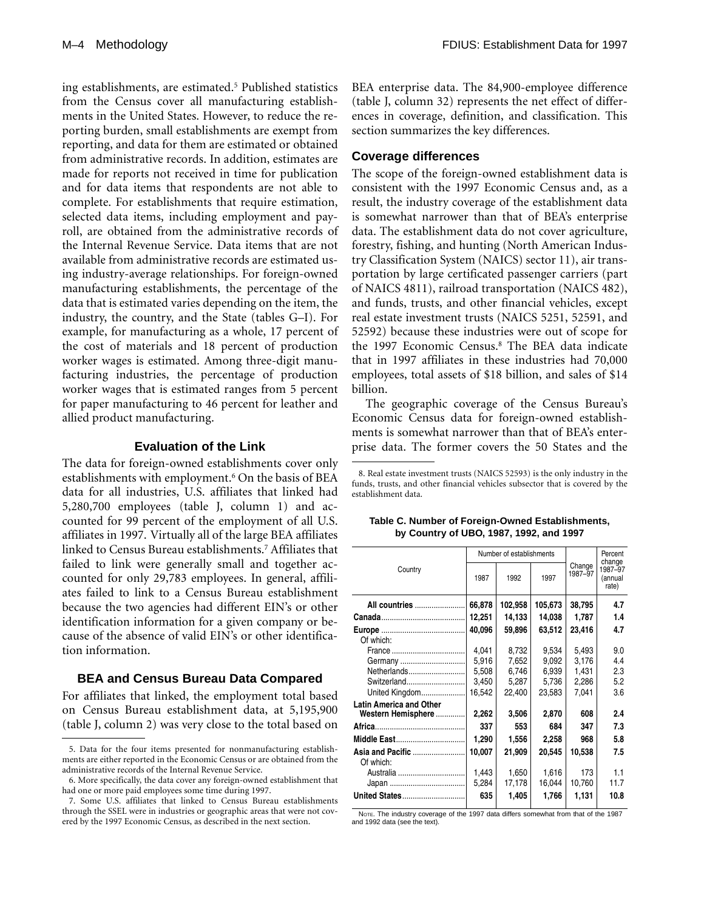ing establishments, are estimated.[5] Published statistics from the Census cover all manufacturing establishments in the United States. However, to reduce the reporting burden, small establishments are exempt from reporting, and data for them are estimated or obtained from administrative records. In addition, estimates are made for reports not received in time for publication and for data items that respondents are not able to complete. For establishments that require estimation, selected data items, including employment and payroll, are obtained from the administrative records of the Internal Revenue Service. Data items that are not available from administrative records are estimated using industry-average relationships. For foreign-owned manufacturing establishments, the percentage of the data that is estimated varies depending on the item, the industry, the country, and the State (tables G–I). For example, for manufacturing as a whole, 17 percent of the cost of materials and 18 percent of production worker wages is estimated. Among three-digit manufacturing industries, the percentage of production worker wages that is estimated ranges from 5 percent for paper manufacturing to 46 percent for leather and allied product manufacturing.

## Evaluation of the Link

The data for foreign-owned establishments cover only establishments with employment.[6] On the basis of BEA data for all industries, U.S. affiliates that linked had 5,280,700 employees (table J, column 1) and accounted for 99 percent of the employment of all U.S. affiliates in 1997. Virtually all of the large BEA affiliates linked to Census Bureau establishments.[7] Affiliates that failed to link were generally small and together accounted for only 29,783 employees. In general, affiliates failed to link to a Census Bureau establishment because the two agencies had different EIN's or other identification information for a given company or because of the absence of valid EIN's or other identification information.

## BEA and Census Bureau Data Compared

For affiliates that linked, the employment total based on Census Bureau establishment data, at 5,195,900 (table J, column 2) was very close to the total based on BEA enterprise data. The 84,900-employee difference (table J, column 32) represents the net effect of differences in coverage, definition, and classification. This section summarizes the key differences.

### Coverage differences

The scope of the foreign-owned establishment data is consistent with the 1997 Economic Census and, as a result, the industry coverage of the establishment data is somewhat narrower than that of BEA's enterprise data. The establishment data do not cover agriculture, forestry, fishing, and hunting (North American Industry Classification System (NAICS) sector 11), air transportation by large certificated passenger carriers (part of NAICS 4811), railroad transportation (NAICS 482), and funds, trusts, and other financial vehicles, except real estate investment trusts (NAICS 5251, 52591, and 52592) because these industries were out of scope for the 1997 Economic Census.[8] The BEA data indicate that in 1997 affiliates in these industries had 70,000 employees, total assets of $18 billion, and sales of $14 billion.

The geographic coverage of the Census Bureau's Economic Census data for foreign-owned establishments is somewhat narrower than that of BEA's enterprise data. The former covers the 50 States and the

5. Data for the four items presented for nonmanufacturing establishments are either reported in the Economic Census or are obtained from the administrative records of the Internal Revenue Service.

6. More specifically, the data cover any foreign-owned establishment that had one or more paid employees some time during 1997.

7. Some U.S. affiliates that linked to Census Bureau establishments through the SSEL were in industries or geographic areas that were not covered by the 1997 Economic Census, as described in the next section.

8. Real estate investment trusts (NAICS 52593) is the only industry in the funds, trusts, and other financial vehicles subsector that is covered by the establishment data.

**Table C. Number of Foreign-Owned Establishments, by Country of UBO, 1987, 1992, and 1997**

| Country | Number of establishments | | | Change 1987–97 | Percent change 1987–97 (annual rate) |
|---|---|---|---|---|---|
| | 1987 | 1992 | 1997 | | |
| **All countries** | **66,878** | **102,958** | **105,673** | **38,795** | **4.7** |
| **Canada** | **12,251** | **14,133** | **14,038** | **1,787** | **1.4** |
| **Europe** | **40,096** | **59,896** | **63,512** | **23,416** | **4.7** |
| Of which: | | | | | |
| France | 4,041 | 8,732 | 9,534 | 5,493 | 9.0 |
| Germany | 5,916 | 7,652 | 9,092 | 3,176 | 4.4 |
| Netherlands | 5,508 | 6,746 | 6,939 | 1,431 | 2.3 |
| Switzerland | 3,450 | 5,287 | 5,736 | 2,286 | 5.2 |
| United Kingdom | 16,542 | 22,400 | 23,583 | 7,041 | 3.6 |
| **Latin America and Other Western Hemisphere** | **2,262** | **3,506** | **2,870** | **608** | **2.4** |
| **Africa** | **337** | **553** | **684** | **347** | **7.3** |
| **Middle East** | **1,290** | **1,556** | **2,258** | **968** | **5.8** |
| **Asia and Pacific** | **10,007** | **21,909** | **20,545** | **10,538** | **7.5** |
| Of which: | | | | | |
| Australia | 1,443 | 1,650 | 1,616 | 173 | 1.1 |
| Japan | 5,284 | 17,178 | 16,044 | 10,760 | 11.7 |
| **United States** | **635** | **1,405** | **1,766** | **1,131** | **10.8** |

NOTE. The industry coverage of the 1997 data differs somewhat from that of the 1987 and 1992 data (see the text).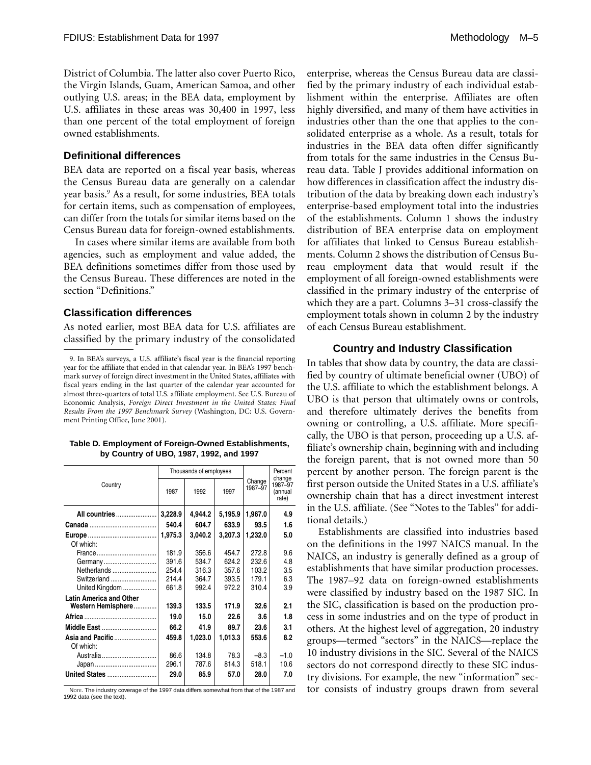District of Columbia. The latter also cover Puerto Rico, the Virgin Islands, Guam, American Samoa, and other outlying U.S. areas; in the BEA data, employment by U.S. affiliates in these areas was 30,400 in 1997, less than one percent of the total employment of foreign owned establishments.

### Definitional differences

BEA data are reported on a fiscal year basis, whereas the Census Bureau data are generally on a calendar year basis.[9] As a result, for some industries, BEA totals for certain items, such as compensation of employees, can differ from the totals for similar items based on the Census Bureau data for foreign-owned establishments.

In cases where similar items are available from both agencies, such as employment and value added, the BEA definitions sometimes differ from those used by the Census Bureau. These differences are noted in the section "Definitions."

### Classification differences

As noted earlier, most BEA data for U.S. affiliates are classified by the primary industry of the consolidated enterprise, whereas the Census Bureau data are classified by the primary industry of each individual establishment within the enterprise. Affiliates are often highly diversified, and many of them have activities in industries other than the one that applies to the consolidated enterprise as a whole. As a result, totals for industries in the BEA data often differ significantly from totals for the same industries in the Census Bureau data. Table J provides additional information on how differences in classification affect the industry distribution of the data by breaking down each industry's enterprise-based employment total into the industries of the establishments. Column 1 shows the industry distribution of BEA enterprise data on employment for affiliates that linked to Census Bureau establishments. Column 2 shows the distribution of Census Bureau employment data that would result if the employment of all foreign-owned establishments were classified in the primary industry of the enterprise of which they are a part. Columns 3–31 cross-classify the employment totals shown in column 2 by the industry of each Census Bureau establishment.

9. In BEA's surveys, a U.S. affiliate's fiscal year is the financial reporting year for the affiliate that ended in that calendar year. In BEA's 1997 benchmark survey of foreign direct investment in the United States, affiliates with fiscal years ending in the last quarter of the calendar year accounted for almost three-quarters of total U.S. affiliate employment. See U.S. Bureau of Economic Analysis, *Foreign Direct Investment in the United States: Final Results From the 1997 Benchmark Survey* (Washington, DC: U.S. Government Printing Office, June 2001).

**Table D. Employment of Foreign-Owned Establishments, by Country of UBO, 1987, 1992, and 1997**

| Country | Thousands of employees | | | Change 1987–97 | Percent change 1987–97 (annual rate) |
|---|---|---|---|---|---|
| | 1987 | 1992 | 1997 | | |
| **All countries** | **3,228.9** | **4,944.2** | **5,195.9** | **1,967.0** | **4.9** |
| **Canada** | **540.4** | **604.7** | **633.9** | **93.5** | **1.6** |
| **Europe** | **1,975.3** | **3,040.2** | **3,207.3** | **1,232.0** | **5.0** |
| Of which: | | | | | |
| France | 181.9 | 356.6 | 454.7 | 272.8 | 9.6 |
| Germany | 391.6 | 534.7 | 624.2 | 232.6 | 4.8 |
| Netherlands | 254.4 | 316.3 | 357.6 | 103.2 | 3.5 |
| Switzerland | 214.4 | 364.7 | 393.5 | 179.1 | 6.3 |
| United Kingdom | 661.8 | 992.4 | 972.2 | 310.4 | 3.9 |
| **Latin America and Other Western Hemisphere** | **139.3** | **133.5** | **171.9** | **32.6** | **2.1** |
| **Africa** | **19.0** | **15.0** | **22.6** | **3.6** | **1.8** |
| **Middle East** | **66.2** | **41.9** | **89.7** | **23.6** | **3.1** |
| **Asia and Pacific** | **459.8** | **1,023.0** | **1,013.3** | **553.6** | **8.2** |
| Of which: | | | | | |
| Australia | 86.6 | 134.8 | 78.3 | –8.3 | –1.0 |
| Japan | 296.1 | 787.6 | 814.3 | 518.1 | 10.6 |
| **United States** | **29.0** | **85.9** | **57.0** | **28.0** | **7.0** |

NOTE. The industry coverage of the 1997 data differs somewhat from that of the 1987 and 1992 data (see the text).

## Country and Industry Classification

In tables that show data by country, the data are classified by country of ultimate beneficial owner (UBO) of the U.S. affiliate to which the establishment belongs. A UBO is that person that ultimately owns or controls, and therefore ultimately derives the benefits from owning or controlling, a U.S. affiliate. More specifically, the UBO is that person, proceeding up a U.S. affiliate's ownership chain, beginning with and including the foreign parent, that is not owned more than 50 percent by another person. The foreign parent is the first person outside the United States in a U.S. affiliate's ownership chain that has a direct investment interest in the U.S. affiliate. (See "Notes to the Tables" for additional details.)

Establishments are classified into industries based on the definitions in the 1997 NAICS manual. In the NAICS, an industry is generally defined as a group of establishments that have similar production processes. The 1987–92 data on foreign-owned establishments were classified by industry based on the 1987 SIC. In the SIC, classification is based on the production process in some industries and on the type of product in others. At the highest level of aggregation, 20 industry groups—termed "sectors" in the NAICS—replace the 10 industry divisions in the SIC. Several of the NAICS sectors do not correspond directly to these SIC industry divisions. For example, the new "information" sector consists of industry groups drawn from several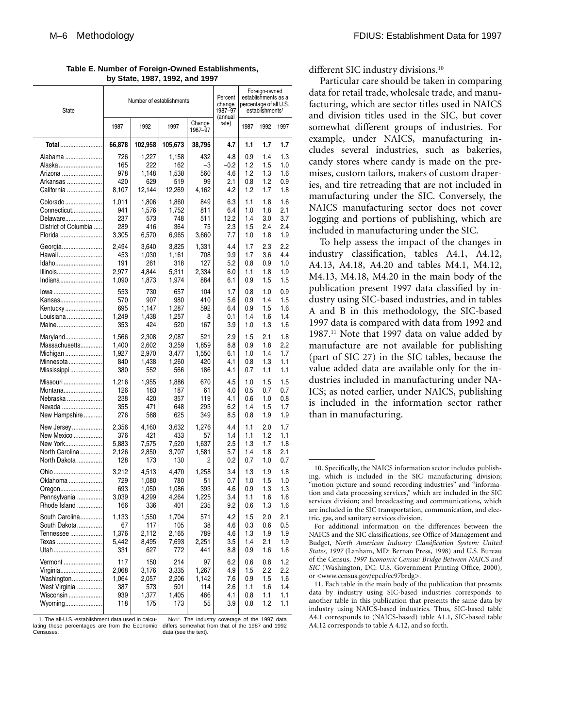**Table E. Number of Foreign-Owned Establishments, by State, 1987, 1992, and 1997**

| State | Number of establishments | | | | Percent change 1987–97 (annual rate) | Foreign-owned establishments as a percentage of all U.S. establishments[1] | | |
|---|---|---|---|---|---|---|---|---|
| | 1987 | 1992 | 1997 | Change 1987–97 | | 1987 | 1992 | 1997 |
| **Total** | **66,878** | **102,958** | **105,673** | **38,795** | **4.7** | **1.1** | **1.7** | **1.7** |
| Alabama | 726 | 1,227 | 1,158 | 432 | 4.8 | 0.9 | 1.4 | 1.3 |
| Alaska | 165 | 222 | 162 | –3 | –0.2 | 1.2 | 1.5 | 1.0 |
| Arizona | 978 | 1,148 | 1,538 | 560 | 4.6 | 1.2 | 1.3 | 1.6 |
| Arkansas | 420 | 629 | 519 | 99 | 2.1 | 0.8 | 1.2 | 0.9 |
| California | 8,107 | 12,144 | 12,269 | 4,162 | 4.2 | 1.2 | 1.7 | 1.8 |
| Colorado | 1,011 | 1,806 | 1,860 | 849 | 6.3 | 1.1 | 1.8 | 1.6 |
| Connecticut | 941 | 1,576 | 1,752 | 811 | 6.4 | 1.0 | 1.8 | 2.1 |
| Delaware | 237 | 573 | 748 | 511 | 12.2 | 1.4 | 3.0 | 3.7 |
| District of Columbia | 289 | 416 | 364 | 75 | 2.3 | 1.5 | 2.4 | 2.4 |
| Florida | 3,305 | 6,570 | 6,965 | 3,660 | 7.7 | 1.0 | 1.8 | 1.9 |
| Georgia | 2,494 | 3,640 | 3,825 | 1,331 | 4.4 | 1.7 | 2.3 | 2.2 |
| Hawaii | 453 | 1,030 | 1,161 | 708 | 9.9 | 1.7 | 3.6 | 4.4 |
| Idaho | 191 | 261 | 318 | 127 | 5.2 | 0.8 | 0.9 | 1.0 |
| Illinois | 2,977 | 4,844 | 5,311 | 2,334 | 6.0 | 1.1 | 1.8 | 1.9 |
| Indiana | 1,090 | 1,873 | 1,974 | 884 | 6.1 | 0.9 | 1.5 | 1.5 |
| Iowa | 553 | 730 | 657 | 104 | 1.7 | 0.8 | 1.0 | 0.9 |
| Kansas | 570 | 907 | 980 | 410 | 5.6 | 0.9 | 1.4 | 1.5 |
| Kentucky | 695 | 1,147 | 1,287 | 592 | 6.4 | 0.9 | 1.5 | 1.6 |
| Louisiana | 1,249 | 1,438 | 1,257 | 8 | 0.1 | 1.4 | 1.6 | 1.4 |
| Maine | 353 | 424 | 520 | 167 | 3.9 | 1.0 | 1.3 | 1.6 |
| Maryland | 1,566 | 2,308 | 2,087 | 521 | 2.9 | 1.5 | 2.1 | 1.8 |
| Massachusetts | 1,400 | 2,602 | 3,259 | 1,859 | 8.8 | 0.9 | 1.8 | 2.2 |
| Michigan | 1,927 | 2,970 | 3,477 | 1,550 | 6.1 | 1.0 | 1.4 | 1.7 |
| Minnesota | 840 | 1,438 | 1,260 | 420 | 4.1 | 0.8 | 1.3 | 1.1 |
| Mississippi | 380 | 552 | 566 | 186 | 4.1 | 0.7 | 1.1 | 1.1 |
| Missouri | 1,216 | 1,955 | 1,886 | 670 | 4.5 | 1.0 | 1.5 | 1.5 |
| Montana | 126 | 183 | 187 | 61 | 4.0 | 0.5 | 0.7 | 0.7 |
| Nebraska | 238 | 420 | 357 | 119 | 4.1 | 0.6 | 1.0 | 0.8 |
| Nevada | 355 | 471 | 648 | 293 | 6.2 | 1.4 | 1.5 | 1.7 |
| New Hampshire | 276 | 588 | 625 | 349 | 8.5 | 0.8 | 1.9 | 1.9 |
| New Jersey | 2,356 | 4,160 | 3,632 | 1,276 | 4.4 | 1.1 | 2.0 | 1.7 |
| New Mexico | 376 | 421 | 433 | 57 | 1.4 | 1.1 | 1.2 | 1.1 |
| New York | 5,883 | 7,575 | 7,520 | 1,637 | 2.5 | 1.3 | 1.7 | 1.8 |
| North Carolina | 2,126 | 2,850 | 3,707 | 1,581 | 5.7 | 1.4 | 1.8 | 2.1 |
| North Dakota | 128 | 173 | 130 | 2 | 0.2 | 0.7 | 1.0 | 0.7 |
| Ohio | 3,212 | 4,513 | 4,470 | 1,258 | 3.4 | 1.3 | 1.9 | 1.8 |
| Oklahoma | 729 | 1,080 | 780 | 51 | 0.7 | 1.0 | 1.5 | 1.0 |
| Oregon | 693 | 1,050 | 1,086 | 393 | 4.6 | 0.9 | 1.3 | 1.3 |
| Pennsylvania | 3,039 | 4,299 | 4,264 | 1,225 | 3.4 | 1.1 | 1.6 | 1.6 |
| Rhode Island | 166 | 336 | 401 | 235 | 9.2 | 0.6 | 1.3 | 1.6 |
| South Carolina | 1,133 | 1,550 | 1,704 | 571 | 4.2 | 1.5 | 2.0 | 2.1 |
| South Dakota | 67 | 117 | 105 | 38 | 4.6 | 0.3 | 0.6 | 0.5 |
| Tennessee | 1,376 | 2,112 | 2,165 | 789 | 4.6 | 1.3 | 1.9 | 1.9 |
| Texas | 5,442 | 8,495 | 7,693 | 2,251 | 3.5 | 1.4 | 2.1 | 1.9 |
| Utah | 331 | 627 | 772 | 441 | 8.8 | 0.9 | 1.6 | 1.6 |
| Vermont | 117 | 150 | 214 | 97 | 6.2 | 0.6 | 0.8 | 1.2 |
| Virginia | 2,068 | 3,176 | 3,335 | 1,267 | 4.9 | 1.5 | 2.2 | 2.2 |
| Washington | 1,064 | 2,057 | 2,206 | 1,142 | 7.6 | 0.9 | 1.5 | 1.6 |
| West Virginia | 387 | 573 | 501 | 114 | 2.6 | 1.1 | 1.6 | 1.4 |
| Wisconsin | 939 | 1,377 | 1,405 | 466 | 4.1 | 0.8 | 1.1 | 1.1 |
| Wyoming | 118 | 175 | 173 | 55 | 3.9 | 0.8 | 1.2 | 1.1 |

1. The all-U.S.-establishment data used in calculating these percentages are from the Economic Censuses.

NOTE. The industry coverage of the 1997 data differs somewhat from that of the 1987 and 1992 data (see the text).

different SIC industry divisions.[10]

Particular care should be taken in comparing data for retail trade, wholesale trade, and manufacturing, which are sector titles used in NAICS and division titles used in the SIC, but cover somewhat different groups of industries. For example, under NAICS, manufacturing includes several industries, such as bakeries, candy stores where candy is made on the premises, custom tailors, makers of custom draperies, and tire retreading that are not included in manufacturing under the SIC. Conversely, the NAICS manufacturing sector does not cover logging and portions of publishing, which are included in manufacturing under the SIC.

To help assess the impact of the changes in industry classification, tables A4.1, A4.12, A4.13, A4.18, A4.20 and tables M4.1, M4.12, M4.13, M4.18, M4.20 in the main body of the publication present 1997 data classified by industry using SIC-based industries, and in tables A and B in this methodology, the SIC-based 1997 data is compared with data from 1992 and 1987.[11] Note that 1997 data on value added by manufacture are not available for publishing (part of SIC 27) in the SIC tables, because the value added data are available only for the industries included in manufacturing under NAICS; as noted earlier, under NAICS, publishing is included in the information sector rather than in manufacturing.

10. Specifically, the NAICS information sector includes publishing, which is included in the SIC manufacturing division; "motion picture and sound recording industries" and "information and data processing services," which are included in the SIC services division; and broadcasting and communications, which are included in the SIC transportation, communication, and electric, gas, and sanitary services division.

For additional information on the differences between the NAICS and the SIC classifications, see Office of Management and Budget, *North American Industry Classification System: United States, 1997* (Lanham, MD: Bernan Press, 1998) and U.S. Bureau of the Census, *1997 Economic Census: Bridge Between NAICS and SIC* (Washington, DC: U.S. Government Printing Office, 2000), or <www.census.gov/epcd/ec97brdg>.

11. Each table in the main body of the publication that presents data by industry using SIC-based industries corresponds to another table in this publication that presents the same data by industry using NAICS-based industries. Thus, SIC-based table A4.1 corresponds to (NAICS-based) table A1.1, SIC-based table A4.12 corresponds to table A 4.12, and so forth.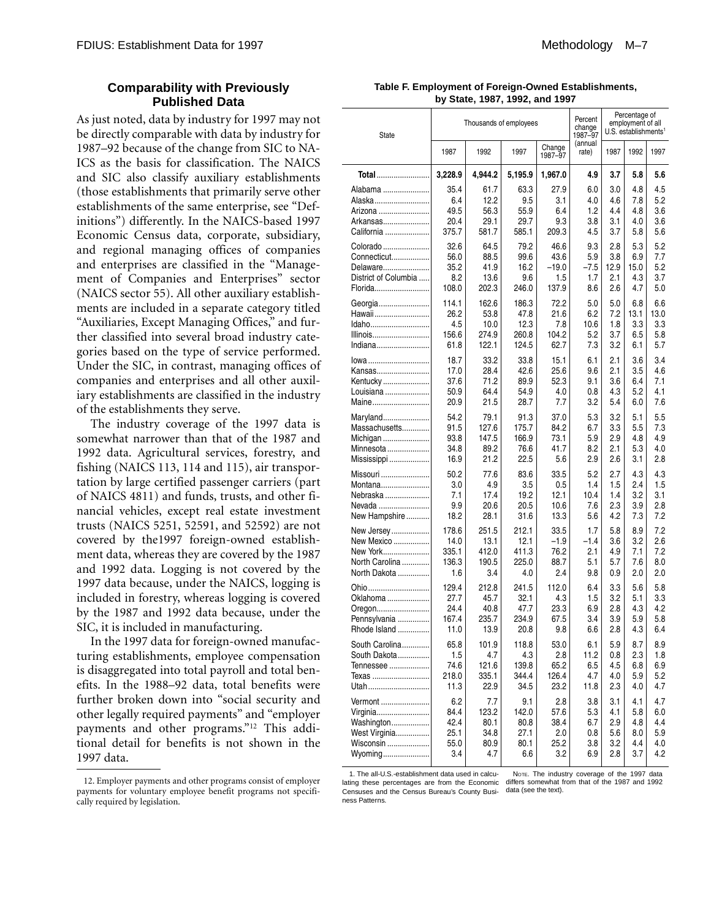## Comparability with Previously Published Data

As just noted, data by industry for 1997 may not be directly comparable with data by industry for 1987–92 because of the change from SIC to NAICS as the basis for classification. The NAICS and SIC also classify auxiliary establishments (those establishments that primarily serve other establishments of the same enterprise, see "Definitions") differently. In the NAICS-based 1997 Economic Census data, corporate, subsidiary, and regional managing offices of companies and enterprises are classified in the "Management of Companies and Enterprises" sector (NAICS sector 55). All other auxiliary establishments are included in a separate category titled "Auxiliaries, Except Managing Offices," and further classified into several broad industry categories based on the type of service performed. Under the SIC, in contrast, managing offices of companies and enterprises and all other auxiliary establishments are classified in the industry of the establishments they serve.

The industry coverage of the 1997 data is somewhat narrower than that of the 1987 and 1992 data. Agricultural services, forestry, and fishing (NAICS 113, 114 and 115), air transportation by large certified passenger carriers (part of NAICS 4811) and funds, trusts, and other financial vehicles, except real estate investment trusts (NAICS 5251, 52591, and 52592) are not covered by the1997 foreign-owned establishment data, whereas they are covered by the 1987 and 1992 data. Logging is not covered by the 1997 data because, under the NAICS, logging is included in forestry, whereas logging is covered by the 1987 and 1992 data because, under the SIC, it is included in manufacturing.

In the 1997 data for foreign-owned manufacturing establishments, employee compensation is disaggregated into total payroll and total benefits. In the 1988–92 data, total benefits were further broken down into "social security and other legally required payments" and "employer payments and other programs."[12] This additional detail for benefits is not shown in the 1997 data.

12. Employer payments and other programs consist of employer payments for voluntary employee benefit programs not specifically required by legislation.

**Table F. Employment of Foreign-Owned Establishments, by State, 1987, 1992, and 1997**

| State | Thousands of employees | | | | Percent change 1987–97 (annual rate) | Percentage of employment of all U.S. establishments[1] | | |
|---|---|---|---|---|---|---|---|---|
| | 1987 | 1992 | 1997 | Change 1987–97 | | 1987 | 1992 | 1997 |
| **Total** | **3,228.9** | **4,944.2** | **5,195.9** | **1,967.0** | **4.9** | **3.7** | **5.8** | **5.6** |
| Alabama | 35.4 | 61.7 | 63.3 | 27.9 | 6.0 | 3.0 | 4.8 | 4.5 |
| Alaska | 6.4 | 12.2 | 9.5 | 3.1 | 4.0 | 4.6 | 7.8 | 5.2 |
| Arizona | 49.5 | 56.3 | 55.9 | 6.4 | 1.2 | 4.4 | 4.8 | 3.6 |
| Arkansas | 20.4 | 29.1 | 29.7 | 9.3 | 3.8 | 3.1 | 4.0 | 3.6 |
| California | 375.7 | 581.7 | 585.1 | 209.3 | 4.5 | 3.7 | 5.8 | 5.6 |
| Colorado | 32.6 | 64.5 | 79.2 | 46.6 | 9.3 | 2.8 | 5.3 | 5.2 |
| Connecticut | 56.0 | 88.5 | 99.6 | 43.6 | 5.9 | 3.8 | 6.9 | 7.7 |
| Delaware | 35.2 | 41.9 | 16.2 | –19.0 | –7.5 | 12.9 | 15.0 | 5.2 |
| District of Columbia | 8.2 | 13.6 | 9.6 | 1.5 | 1.7 | 2.1 | 4.3 | 3.7 |
| Florida | 108.0 | 202.3 | 246.0 | 137.9 | 8.6 | 2.6 | 4.7 | 5.0 |
| Georgia | 114.1 | 162.6 | 186.3 | 72.2 | 5.0 | 5.0 | 6.8 | 6.6 |
| Hawaii | 26.2 | 53.8 | 47.8 | 21.6 | 6.2 | 7.2 | 13.1 | 13.0 |
| Idaho | 4.5 | 10.0 | 12.3 | 7.8 | 10.6 | 1.8 | 3.3 | 3.3 |
| Illinois | 156.6 | 274.9 | 260.8 | 104.2 | 5.2 | 3.7 | 6.5 | 5.8 |
| Indiana | 61.8 | 122.1 | 124.5 | 62.7 | 7.3 | 3.2 | 6.1 | 5.7 |
| Iowa | 18.7 | 33.2 | 33.8 | 15.1 | 6.1 | 2.1 | 3.6 | 3.4 |
| Kansas | 17.0 | 28.4 | 42.6 | 25.6 | 9.6 | 2.1 | 3.5 | 4.6 |
| Kentucky | 37.6 | 71.2 | 89.9 | 52.3 | 9.1 | 3.6 | 6.4 | 7.1 |
| Louisiana | 50.9 | 64.4 | 54.9 | 4.0 | 0.8 | 4.3 | 5.2 | 4.1 |
| Maine | 20.9 | 21.5 | 28.7 | 7.7 | 3.2 | 5.4 | 6.0 | 7.6 |
| Maryland | 54.2 | 79.1 | 91.3 | 37.0 | 5.3 | 3.2 | 5.1 | 5.5 |
| Massachusetts | 91.5 | 127.6 | 175.7 | 84.2 | 6.7 | 3.3 | 5.5 | 7.3 |
| Michigan | 93.8 | 147.5 | 166.9 | 73.1 | 5.9 | 2.9 | 4.8 | 4.9 |
| Minnesota | 34.8 | 89.2 | 76.6 | 41.7 | 8.2 | 2.1 | 5.3 | 4.0 |
| Mississippi | 16.9 | 21.2 | 22.5 | 5.6 | 2.9 | 2.6 | 3.1 | 2.8 |
| Missouri | 50.2 | 77.6 | 83.6 | 33.5 | 5.2 | 2.7 | 4.3 | 4.3 |
| Montana | 3.0 | 4.9 | 3.5 | 0.5 | 1.4 | 1.5 | 2.4 | 1.5 |
| Nebraska | 7.1 | 17.4 | 19.2 | 12.1 | 10.4 | 1.4 | 3.2 | 3.1 |
| Nevada | 9.9 | 20.6 | 20.5 | 10.6 | 7.6 | 2.3 | 3.9 | 2.8 |
| New Hampshire | 18.2 | 28.1 | 31.6 | 13.3 | 5.6 | 4.2 | 7.3 | 7.2 |
| New Jersey | 178.6 | 251.5 | 212.1 | 33.5 | 1.7 | 5.8 | 8.9 | 7.2 |
| New Mexico | 14.0 | 13.1 | 12.1 | –1.9 | –1.4 | 3.6 | 3.2 | 2.6 |
| New York | 335.1 | 412.0 | 411.3 | 76.2 | 2.1 | 4.9 | 7.1 | 7.2 |
| North Carolina | 136.3 | 190.5 | 225.0 | 88.7 | 5.1 | 5.7 | 7.6 | 8.0 |
| North Dakota | 1.6 | 3.4 | 4.0 | 2.4 | 9.8 | 0.9 | 2.0 | 2.0 |
| Ohio | 129.4 | 212.8 | 241.5 | 112.0 | 6.4 | 3.3 | 5.6 | 5.8 |
| Oklahoma | 27.7 | 45.7 | 32.1 | 4.3 | 1.5 | 3.2 | 5.1 | 3.3 |
| Oregon | 24.4 | 40.8 | 47.7 | 23.3 | 6.9 | 2.8 | 4.3 | 4.2 |
| Pennsylvania | 167.4 | 235.7 | 234.9 | 67.5 | 3.4 | 3.9 | 5.9 | 5.8 |
| Rhode Island | 11.0 | 13.9 | 20.8 | 9.8 | 6.6 | 2.8 | 4.3 | 6.4 |
| South Carolina | 65.8 | 101.9 | 118.8 | 53.0 | 6.1 | 5.9 | 8.7 | 8.9 |
| South Dakota | 1.5 | 4.7 | 4.3 | 2.8 | 11.2 | 0.8 | 2.3 | 1.8 |
| Tennessee | 74.6 | 121.6 | 139.8 | 65.2 | 6.5 | 4.5 | 6.8 | 6.9 |
| Texas | 218.0 | 335.1 | 344.4 | 126.4 | 4.7 | 4.0 | 5.9 | 5.2 |
| Utah | 11.3 | 22.9 | 34.5 | 23.2 | 11.8 | 2.3 | 4.0 | 4.7 |
| Vermont | 6.2 | 7.7 | 9.1 | 2.8 | 3.8 | 3.1 | 4.1 | 4.7 |
| Virginia | 84.4 | 123.2 | 142.0 | 57.6 | 5.3 | 4.1 | 5.8 | 6.0 |
| Washington | 42.4 | 80.1 | 80.8 | 38.4 | 6.7 | 2.9 | 4.8 | 4.4 |
| West Virginia | 25.1 | 34.8 | 27.1 | 2.0 | 0.8 | 5.6 | 8.0 | 5.9 |
| Wisconsin | 55.0 | 80.9 | 80.1 | 25.2 | 3.8 | 3.2 | 4.4 | 4.0 |
| Wyoming | 3.4 | 4.7 | 6.6 | 3.2 | 6.9 | 2.8 | 3.7 | 4.2 |

1. The all-U.S.-establishment data used in calculating these percentages are from the Economic Censuses and the Census Bureau's County Business Patterns.

NOTE. The industry coverage of the 1997 data differs somewhat from that of the 1987 and 1992 data (see the text).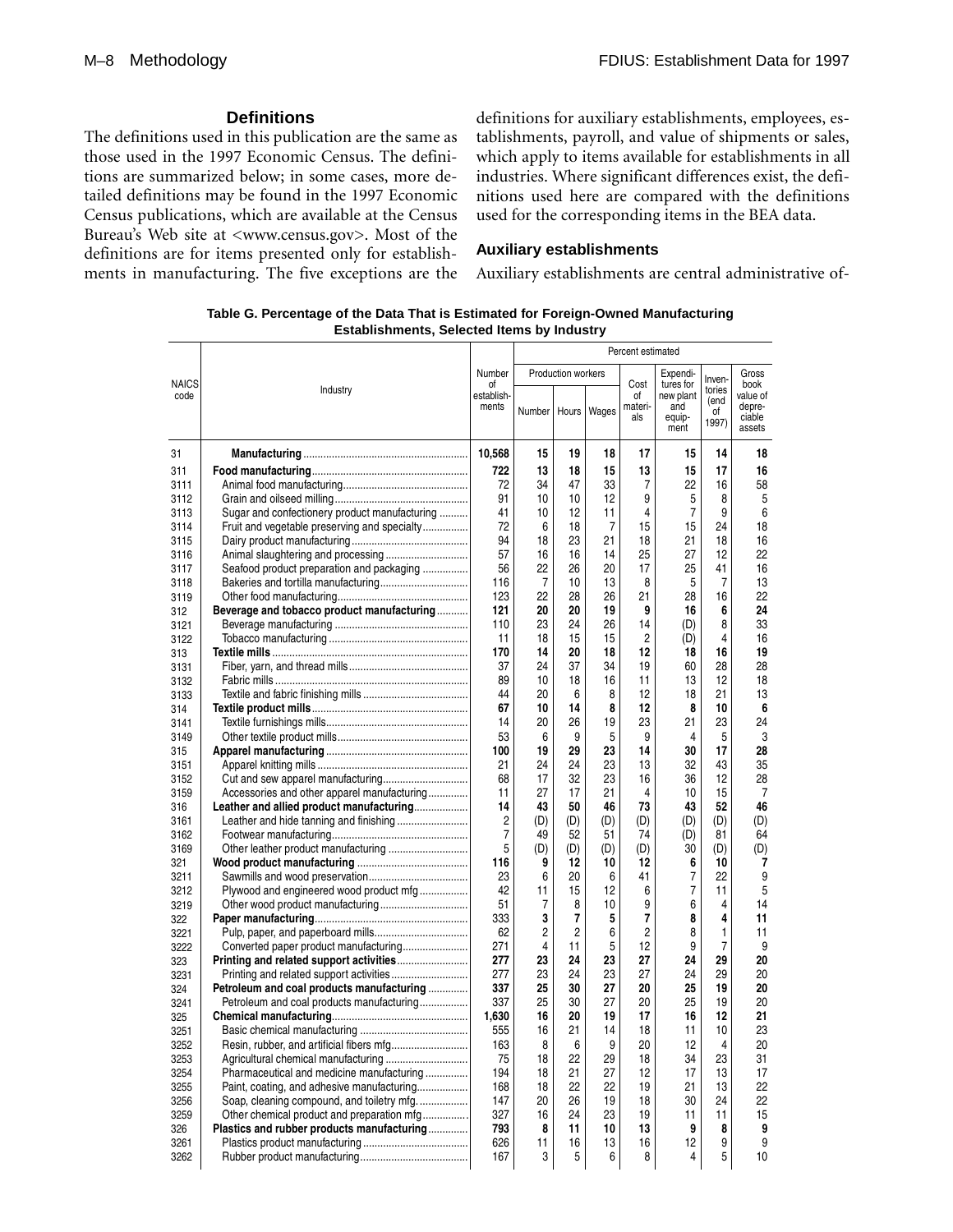## Definitions

The definitions used in this publication are the same as those used in the 1997 Economic Census. The definitions are summarized below; in some cases, more detailed definitions may be found in the 1997 Economic Census publications, which are available at the Census Bureau's Web site at <www.census.gov>. Most of the definitions are for items presented only for establishments in manufacturing. The five exceptions are the definitions for auxiliary establishments, employees, establishments, payroll, and value of shipments or sales, which apply to items available for establishments in all industries. Where significant differences exist, the definitions used here are compared with the definitions used for the corresponding items in the BEA data.

### Auxiliary establishments

Auxiliary establishments are central administrative of-

**Table G. Percentage of the Data That is Estimated for Foreign-Owned Manufacturing Establishments, Selected Items by Industry**

| NAICS code | Industry | Number of establishments | Percent estimated | | | | | | |
|---|---|---|---|---|---|---|---|---|---|
| | | | Production workers | | | Cost of materials | Expenditures for new plant and equipment | Inventories (end of 1997) | Gross book value of depreciable assets |
| | | | Number | Hours | Wages | | | | |
| 31 | **Manufacturing** | **10,568** | **15** | **19** | **18** | **17** | **15** | **14** | **18** |
| 311 | **Food manufacturing** | **722** | **13** | **18** | **15** | **13** | **15** | **17** | **16** |
| 3111 | Animal food manufacturing | 72 | 34 | 47 | 33 | 7 | 22 | 16 | 58 |
| 3112 | Grain and oilseed milling | 91 | 10 | 10 | 12 | 9 | 5 | 8 | 5 |
| 3113 | Sugar and confectionery product manufacturing | 41 | 10 | 12 | 11 | 4 | 7 | 9 | 6 |
| 3114 | Fruit and vegetable preserving and specialty | 72 | 6 | 18 | 7 | 15 | 15 | 24 | 18 |
| 3115 | Dairy product manufacturing | 94 | 18 | 23 | 21 | 18 | 21 | 18 | 16 |
| 3116 | Animal slaughtering and processing | 57 | 16 | 16 | 14 | 25 | 27 | 12 | 22 |
| 3117 | Seafood product preparation and packaging | 56 | 22 | 26 | 20 | 17 | 25 | 41 | 16 |
| 3118 | Bakeries and tortilla manufacturing | 116 | 7 | 10 | 13 | 8 | 5 | 7 | 13 |
| 3119 | Other food manufacturing | 123 | 22 | 28 | 26 | 21 | 28 | 16 | 22 |
| 312 | **Beverage and tobacco product manufacturing** | **121** | **20** | **20** | **19** | **9** | **16** | **6** | **24** |
| 3121 | Beverage manufacturing | 110 | 23 | 24 | 26 | 14 | (D) | 8 | 33 |
| 3122 | Tobacco manufacturing | 11 | 18 | 15 | 15 | 2 | (D) | 4 | 16 |
| 313 | **Textile mills** | **170** | **14** | **20** | **18** | **12** | **18** | **16** | **19** |
| 3131 | Fiber, yarn, and thread mills | 37 | 24 | 37 | 34 | 19 | 60 | 28 | 28 |
| 3132 | Fabric mills | 89 | 10 | 18 | 16 | 11 | 13 | 12 | 18 |
| 3133 | Textile and fabric finishing mills | 44 | 20 | 6 | 8 | 12 | 18 | 21 | 13 |
| 314 | **Textile product mills** | **67** | **10** | **14** | **8** | **12** | **8** | **10** | **6** |
| 3141 | Textile furnishings mills | 14 | 20 | 26 | 19 | 23 | 21 | 23 | 24 |
| 3149 | Other textile product mills | 53 | 6 | 9 | 5 | 9 | 4 | 5 | 3 |
| 315 | **Apparel manufacturing** | **100** | **19** | **29** | **23** | **14** | **30** | **17** | **28** |
| 3151 | Apparel knitting mills | 21 | 24 | 24 | 23 | 13 | 32 | 43 | 35 |
| 3152 | Cut and sew apparel manufacturing | 68 | 17 | 32 | 23 | 16 | 36 | 12 | 28 |
| 3159 | Accessories and other apparel manufacturing | 11 | 27 | 17 | 21 | 4 | 10 | 15 | 7 |
| 316 | **Leather and allied product manufacturing** | **14** | **43** | **50** | **46** | **73** | **43** | **52** | **46** |
| 3161 | Leather and hide tanning and finishing | 2 | (D) | (D) | (D) | (D) | (D) | (D) | (D) |
| 3162 | Footwear manufacturing | 7 | 49 | 52 | 51 | 74 | (D) | 81 | 64 |
| 3169 | Other leather product manufacturing | 5 | (D) | (D) | (D) | (D) | 30 | (D) | (D) |
| 321 | **Wood product manufacturing** | **116** | **9** | **12** | **10** | **12** | **6** | **10** | **7** |
| 3211 | Sawmills and wood preservation | 23 | 6 | 20 | 6 | 41 | 7 | 22 | 9 |
| 3212 | Plywood and engineered wood product mfg | 42 | 11 | 15 | 12 | 6 | 7 | 11 | 5 |
| 3219 | Other wood product manufacturing | 51 | 7 | 8 | 10 | 9 | 6 | 4 | 14 |
| 322 | **Paper manufacturing** | **333** | **3** | **7** | **5** | **7** | **8** | **4** | **11** |
| 3221 | Pulp, paper, and paperboard mills | 62 | 2 | 2 | 6 | 2 | 8 | 1 | 11 |
| 3222 | Converted paper product manufacturing | 271 | 4 | 11 | 5 | 12 | 9 | 7 | 9 |
| 323 | **Printing and related support activities** | **277** | **23** | **24** | **23** | **27** | **24** | **29** | **20** |
| 3231 | Printing and related support activities | 277 | 23 | 24 | 23 | 27 | 24 | 29 | 20 |
| 324 | **Petroleum and coal products manufacturing** | **337** | **25** | **30** | **27** | **20** | **25** | **19** | **20** |
| 3241 | Petroleum and coal products manufacturing | 337 | 25 | 30 | 27 | 20 | 25 | 19 | 20 |
| 325 | **Chemical manufacturing** | **1,630** | **16** | **20** | **19** | **17** | **16** | **12** | **21** |
| 3251 | Basic chemical manufacturing | 555 | 16 | 21 | 14 | 18 | 11 | 10 | 23 |
| 3252 | Resin, rubber, and artificial fibers mfg | 163 | 8 | 6 | 9 | 20 | 12 | 4 | 20 |
| 3253 | Agricultural chemical manufacturing | 75 | 18 | 22 | 29 | 18 | 34 | 23 | 31 |
| 3254 | Pharmaceutical and medicine manufacturing | 194 | 18 | 21 | 27 | 12 | 17 | 13 | 17 |
| 3255 | Paint, coating, and adhesive manufacturing | 168 | 18 | 22 | 22 | 19 | 21 | 13 | 22 |
| 3256 | Soap, cleaning compound, and toiletry mfg | 147 | 20 | 26 | 19 | 18 | 30 | 24 | 22 |
| 3259 | Other chemical product and preparation mfg | 327 | 16 | 24 | 23 | 19 | 11 | 11 | 15 |
| 326 | **Plastics and rubber products manufacturing** | **793** | **8** | **11** | **10** | **13** | **9** | **8** | **9** |
| 3261 | Plastics product manufacturing | 626 | 11 | 16 | 13 | 16 | 12 | 9 | 9 |
| 3262 | Rubber product manufacturing | 167 | 3 | 5 | 6 | 8 | 4 | 5 | 10 |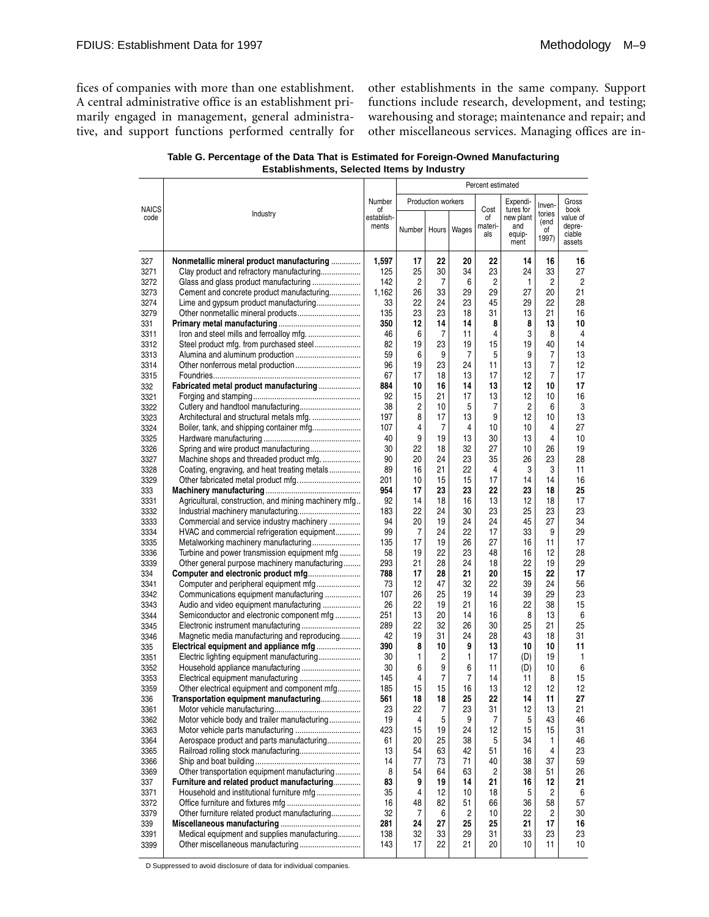fices of companies with more than one establishment. A central administrative office is an establishment primarily engaged in management, general administrative, and support functions performed centrally for other establishments in the same company. Support functions include research, development, and testing; warehousing and storage; maintenance and repair; and other miscellaneous services. Managing offices are in-

**Table G. Percentage of the Data That is Estimated for Foreign-Owned Manufacturing Establishments, Selected Items by Industry**

| NAICS code | Industry | Number of establishments | Percent estimated | | | | | | |
|---|---|---|---|---|---|---|---|---|---|
| | | | Production workers | | | Cost of materials | Expenditures for new plant and equipment | Inventories (end of 1997) | Gross book value of depreciable assets |
| | | | Number | Hours | Wages | | | | |
| 327 | **Nonmetallic mineral product manufacturing** | **1,597** | **17** | **22** | **20** | **22** | **14** | **16** | **16** |
| 3271 | Clay product and refractory manufacturing | 125 | 25 | 30 | 34 | 23 | 24 | 33 | 27 |
| 3272 | Glass and glass product manufacturing | 142 | 2 | 7 | 6 | 2 | 1 | 2 | 2 |
| 3273 | Cement and concrete product manufacturing | 1,162 | 26 | 33 | 29 | 29 | 27 | 20 | 21 |
| 3274 | Lime and gypsum product manufacturing | 33 | 22 | 24 | 23 | 45 | 29 | 22 | 28 |
| 3279 | Other nonmetallic mineral products | 135 | 23 | 23 | 18 | 31 | 13 | 21 | 16 |
| 331 | **Primary metal manufacturing** | **350** | **12** | **14** | **14** | **8** | **8** | **13** | **10** |
| 3311 | Iron and steel mills and ferroalloy mfg. | 46 | 6 | 7 | 11 | 4 | 3 | 8 | 4 |
| 3312 | Steel product mfg. from purchased steel | 82 | 19 | 23 | 19 | 15 | 19 | 40 | 14 |
| 3313 | Alumina and aluminum production | 59 | 6 | 9 | 7 | 5 | 9 | 7 | 13 |
| 3314 | Other nonferrous metal production | 96 | 19 | 23 | 24 | 11 | 13 | 7 | 12 |
| 3315 | Foundries | 67 | 17 | 18 | 13 | 17 | 12 | 7 | 17 |
| 332 | **Fabricated metal product manufacturing** | **884** | **10** | **16** | **14** | **13** | **12** | **10** | **17** |
| 3321 | Forging and stamping | 92 | 15 | 21 | 17 | 13 | 12 | 10 | 16 |
| 3322 | Cutlery and handtool manufacturing | 38 | 2 | 10 | 5 | 7 | 2 | 6 | 3 |
| 3323 | Architectural and structural metals mfg. | 197 | 8 | 17 | 13 | 9 | 12 | 10 | 13 |
| 3324 | Boiler, tank, and shipping container mfg. | 107 | 4 | 7 | 4 | 10 | 10 | 4 | 27 |
| 3325 | Hardware manufacturing | 40 | 9 | 19 | 13 | 30 | 13 | 4 | 10 |
| 3326 | Spring and wire product manufacturing | 30 | 22 | 18 | 32 | 27 | 10 | 26 | 19 |
| 3327 | Machine shops and threaded product mfg. | 90 | 20 | 24 | 23 | 35 | 26 | 23 | 28 |
| 3328 | Coating, engraving, and heat treating metals | 89 | 16 | 21 | 22 | 4 | 3 | 3 | 11 |
| 3329 | Other fabricated metal product mfg. | 201 | 10 | 15 | 15 | 17 | 14 | 14 | 16 |
| 333 | **Machinery manufacturing** | **954** | **17** | **23** | **23** | **22** | **23** | **18** | **25** |
| 3331 | Agricultural, construction, and mining machinery mfg. | 92 | 14 | 18 | 16 | 13 | 12 | 18 | 17 |
| 3332 | Industrial machinery manufacturing | 183 | 22 | 24 | 30 | 23 | 25 | 23 | 23 |
| 3333 | Commercial and service industry machinery | 94 | 20 | 19 | 24 | 24 | 45 | 27 | 34 |
| 3334 | HVAC and commercial refrigeration equipment | 99 | 7 | 24 | 22 | 17 | 33 | 9 | 29 |
| 3335 | Metalworking machinery manufacturing | 135 | 17 | 19 | 26 | 27 | 16 | 11 | 17 |
| 3336 | Turbine and power transmission equipment mfg | 58 | 19 | 22 | 23 | 48 | 16 | 12 | 28 |
| 3339 | Other general purpose machinery manufacturing | 293 | 21 | 28 | 24 | 18 | 22 | 19 | 29 |
| 334 | **Computer and electronic product mfg** | **788** | **17** | **28** | **21** | **20** | **15** | **22** | **17** |
| 3341 | Computer and peripheral equipment mfg | 73 | 12 | 47 | 32 | 22 | 39 | 24 | 56 |
| 3342 | Communications equipment manufacturing | 107 | 26 | 25 | 19 | 14 | 39 | 29 | 23 |
| 3343 | Audio and video equipment manufacturing | 26 | 22 | 19 | 21 | 16 | 22 | 38 | 15 |
| 3344 | Semiconductor and electronic component mfg | 251 | 13 | 20 | 14 | 16 | 8 | 13 | 6 |
| 3345 | Electronic instrument manufacturing | 289 | 22 | 32 | 26 | 30 | 25 | 21 | 25 |
| 3346 | Magnetic media manufacturing and reproducing | 42 | 19 | 31 | 24 | 28 | 43 | 18 | 31 |
| 335 | **Electrical equipment and appliance mfg** | **390** | **8** | **10** | **9** | **13** | **10** | **10** | **11** |
| 3351 | Electric lighting equipment manufacturing | 30 | 1 | 2 | 1 | 17 | (D) | 19 | 1 |
| 3352 | Household appliance manufacturing | 30 | 6 | 9 | 6 | 11 | (D) | 10 | 6 |
| 3353 | Electrical equipment manufacturing | 145 | 4 | 7 | 7 | 14 | 11 | 8 | 15 |
| 3359 | Other electrical equipment and component mfg | 185 | 15 | 15 | 16 | 13 | 12 | 12 | 12 |
| 336 | **Transportation equipment manufacturing** | **561** | **18** | **18** | **25** | **22** | **14** | **11** | **27** |
| 3361 | Motor vehicle manufacturing | 23 | 22 | 7 | 23 | 31 | 12 | 13 | 21 |
| 3362 | Motor vehicle body and trailer manufacturing | 19 | 4 | 5 | 9 | 7 | 5 | 43 | 46 |
| 3363 | Motor vehicle parts manufacturing | 423 | 15 | 19 | 24 | 12 | 15 | 15 | 31 |
| 3364 | Aerospace product and parts manufacturing | 61 | 20 | 25 | 38 | 5 | 34 | 1 | 46 |
| 3365 | Railroad rolling stock manufacturing | 13 | 54 | 63 | 42 | 51 | 16 | 4 | 23 |
| 3366 | Ship and boat building | 14 | 77 | 73 | 71 | 40 | 38 | 37 | 59 |
| 3369 | Other transportation equipment manufacturing | 8 | 54 | 64 | 63 | 2 | 38 | 51 | 26 |
| 337 | **Furniture and related product manufacturing** | **83** | **9** | **19** | **14** | **21** | **16** | **12** | **21** |
| 3371 | Household and institutional furniture mfg | 35 | 4 | 12 | 10 | 18 | 5 | 2 | 6 |
| 3372 | Office furniture and fixtures mfg | 16 | 48 | 82 | 51 | 66 | 36 | 58 | 57 |
| 3379 | Other furniture related product manufacturing | 32 | 7 | 6 | 2 | 10 | 22 | 2 | 30 |
| 339 | **Miscellaneous manufacturing** | **281** | **24** | **27** | **25** | **25** | **21** | **17** | **16** |
| 3391 | Medical equipment and supplies manufacturing | 138 | 32 | 33 | 29 | 31 | 33 | 23 | 23 |
| 3399 | Other miscellaneous manufacturing | 143 | 17 | 22 | 21 | 20 | 10 | 11 | 10 |

D Suppressed to avoid disclosure of data for individual companies.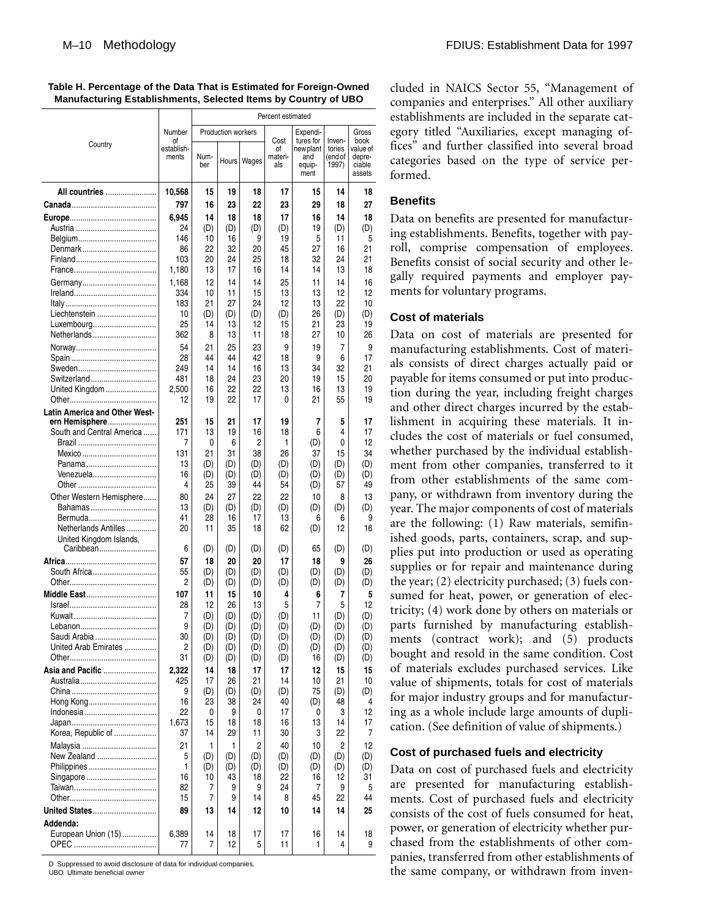**Table H. Percentage of the Data That is Estimated for Foreign-Owned Manufacturing Establishments, Selected Items by Country of UBO**

| Country | Number of establishments | Percent estimated | | | | | | |
|---|---|---|---|---|---|---|---|---|
| | | Production workers | | | Cost of materials | Expenditures for new plant and equipment | Inventories (end of 1997) | Gross book value of depreciable assets |
| | | Number | Hours | Wages | | | | |
| **All countries** | **10,568** | **15** | **19** | **18** | **17** | **15** | **14** | **18** |
| **Canada** | **797** | **16** | **23** | **22** | **23** | **29** | **18** | **27** |
| **Europe** | **6,945** | **14** | **18** | **18** | **17** | **16** | **14** | **18** |
| Austria | 24 | (D) | (D) | (D) | (D) | 19 | (D) | (D) |
| Belgium | 146 | 10 | 16 | 9 | 19 | 5 | 11 | 5 |
| Denmark | 86 | 22 | 32 | 20 | 45 | 27 | 16 | 21 |
| Finland | 103 | 20 | 24 | 25 | 18 | 32 | 24 | 21 |
| France | 1,180 | 13 | 17 | 16 | 14 | 14 | 13 | 18 |
| Germany | 1,168 | 12 | 14 | 14 | 25 | 11 | 14 | 16 |
| Ireland | 334 | 10 | 11 | 15 | 13 | 13 | 12 | 12 |
| Italy | 183 | 21 | 27 | 24 | 12 | 13 | 22 | 10 |
| Liechtenstein | 10 | (D) | (D) | (D) | (D) | 26 | (D) | (D) |
| Luxembourg | 25 | 14 | 13 | 12 | 15 | 21 | 23 | 19 |
| Netherlands | 362 | 8 | 13 | 11 | 18 | 27 | 10 | 26 |
| Norway | 54 | 21 | 25 | 23 | 9 | 19 | 7 | 9 |
| Spain | 28 | 44 | 44 | 42 | 18 | 9 | 6 | 17 |
| Sweden | 249 | 14 | 14 | 16 | 13 | 34 | 32 | 21 |
| Switzerland | 481 | 18 | 24 | 23 | 20 | 19 | 15 | 20 |
| United Kingdom | 2,500 | 16 | 22 | 22 | 13 | 16 | 13 | 19 |
| Other | 12 | 19 | 22 | 17 | 0 | 21 | 55 | 19 |
| **Latin America and Other Western Hemisphere** | **251** | **15** | **21** | **17** | **19** | **7** | **5** | **17** |
| South and Central America | 171 | 13 | 19 | 16 | 18 | 6 | 4 | 17 |
| Brazil | 7 | 0 | 6 | 2 | 1 | (D) | 0 | 12 |
| Mexico | 131 | 21 | 31 | 38 | 26 | 37 | 15 | 34 |
| Panama | 13 | (D) | (D) | (D) | (D) | (D) | (D) | (D) |
| Venezuela | 16 | (D) | (D) | (D) | (D) | (D) | (D) | (D) |
| Other | 4 | 25 | 39 | 44 | 54 | (D) | 57 | 49 |
| Other Western Hemisphere | 80 | 24 | 27 | 22 | 22 | 10 | 8 | 13 |
| Bahamas | 13 | (D) | (D) | (D) | (D) | (D) | (D) | (D) |
| Bermuda | 41 | 28 | 16 | 17 | 13 | 6 | 6 | 9 |
| Netherlands Antilles | 20 | 11 | 35 | 18 | 62 | (D) | 12 | 16 |
| United Kingdom Islands, Caribbean | 6 | (D) | (D) | (D) | (D) | 65 | (D) | (D) |
| **Africa** | **57** | **18** | **20** | **20** | **17** | **18** | **9** | **26** |
| South Africa | 55 | (D) | (D) | (D) | (D) | (D) | (D) | (D) |
| Other | 2 | (D) | (D) | (D) | (D) | (D) | (D) | (D) |
| **Middle East** | **107** | **11** | **15** | **10** | **4** | **6** | **7** | **5** |
| Israel | 28 | 12 | 26 | 13 | 5 | 7 | 5 | 12 |
| Kuwait | 7 | (D) | (D) | (D) | (D) | 11 | (D) | (D) |
| Lebanon | 9 | (D) | (D) | (D) | (D) | (D) | (D) | (D) |
| Saudi Arabia | 30 | (D) | (D) | (D) | (D) | (D) | (D) | (D) |
| United Arab Emirates | 2 | (D) | (D) | (D) | (D) | (D) | (D) | (D) |
| Other | 31 | (D) | (D) | (D) | (D) | 16 | (D) | (D) |
| **Asia and Pacific** | **2,322** | **14** | **18** | **17** | **17** | **12** | **15** | **15** |
| Australia | 425 | 17 | 26 | 21 | 14 | 10 | 21 | 10 |
| China | 9 | (D) | (D) | (D) | (D) | 75 | (D) | (D) |
| Hong Kong | 16 | 23 | 38 | 24 | 40 | (D) | 48 | 4 |
| Indonesia | 22 | 0 | 9 | 0 | 17 | 0 | 3 | 12 |
| Japan | 1,673 | 15 | 18 | 18 | 16 | 13 | 14 | 17 |
| Korea, Republic of | 37 | 14 | 29 | 11 | 30 | 3 | 22 | 7 |
| Malaysia | 21 | 1 | 1 | 2 | 40 | 10 | 2 | 12 |
| New Zealand | 5 | (D) | (D) | (D) | (D) | (D) | (D) | (D) |
| Philippines | 1 | (D) | (D) | (D) | (D) | (D) | (D) | (D) |
| Singapore | 16 | 10 | 43 | 18 | 22 | 16 | 12 | 31 |
| Taiwan | 82 | 7 | 9 | 9 | 24 | 7 | 9 | 5 |
| Other | 15 | 7 | 9 | 14 | 8 | 45 | 22 | 44 |
| **United States** | **89** | **13** | **14** | **12** | **10** | **14** | **14** | **25** |
| **Addenda:** | | | | | | | | |
| European Union (15) | 6,389 | 14 | 18 | 17 | 17 | 16 | 14 | 18 |
| OPEC | 77 | 7 | 12 | 5 | 11 | 1 | 4 | 9 |

D Suppressed to avoid disclosure of data for individual companies.
UBO Ultimate beneficial owner

cluded in NAICS Sector 55, "Management of companies and enterprises." All other auxiliary establishments are included in the separate category titled "Auxiliaries, except managing offices" and further classified into several broad categories based on the type of service performed.

### Benefits

Data on benefits are presented for manufacturing establishments. Benefits, together with payroll, comprise compensation of employees. Benefits consist of social security and other legally required payments and employer payments for voluntary programs.

### Cost of materials

Data on cost of materials are presented for manufacturing establishments. Cost of materials consists of direct charges actually paid or payable for items consumed or put into production during the year, including freight charges and other direct charges incurred by the establishment in acquiring these materials. It includes the cost of materials or fuel consumed, whether purchased by the individual establishment from other companies, transferred to it from other establishments of the same company, or withdrawn from inventory during the year. The major components of cost of materials are the following: (1) Raw materials, semifinished goods, parts, containers, scrap, and supplies put into production or used as operating supplies or for repair and maintenance during the year; (2) electricity purchased; (3) fuels consumed for heat, power, or generation of electricity; (4) work done by others on materials or parts furnished by manufacturing establishments (contract work); and (5) products bought and resold in the same condition. Cost of materials excludes purchased services. Like value of shipments, totals for cost of materials for major industry groups and for manufacturing as a whole include large amounts of duplication. (See definition of value of shipments.)

### Cost of purchased fuels and electricity

Data on cost of purchased fuels and electricity are presented for manufacturing establishments. Cost of purchased fuels and electricity consists of the cost of fuels consumed for heat, power, or generation of electricity whether purchased from the establishments of other companies, transferred from other establishments of the same company, or withdrawn from inven-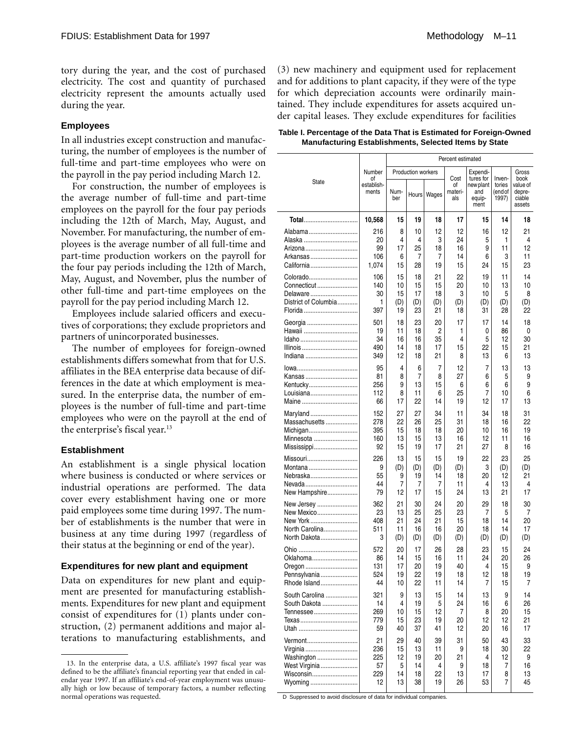tory during the year, and the cost of purchased electricity. The cost and quantity of purchased electricity represent the amounts actually used during the year.

### Employees

In all industries except construction and manufacturing, the number of employees is the number of full-time and part-time employees who were on the payroll in the pay period including March 12.

For construction, the number of employees is the average number of full-time and part-time employees on the payroll for the four pay periods including the 12th of March, May, August, and November. For manufacturing, the number of employees is the average number of all full-time and part-time production workers on the payroll for the four pay periods including the 12th of March, May, August, and November, plus the number of other full-time and part-time employees on the payroll for the pay period including March 12.

Employees include salaried officers and executives of corporations; they exclude proprietors and partners of unincorporated businesses.

The number of employees for foreign-owned establishments differs somewhat from that for U.S. affiliates in the BEA enterprise data because of differences in the date at which employment is measured. In the enterprise data, the number of employees is the number of full-time and part-time employees who were on the payroll at the end of the enterprise's fiscal year.[13]

### Establishment

An establishment is a single physical location where business is conducted or where services or industrial operations are performed. The data cover every establishment having one or more paid employees some time during 1997. The number of establishments is the number that were in business at any time during 1997 (regardless of their status at the beginning or end of the year).

### Expenditures for new plant and equipment

Data on expenditures for new plant and equipment are presented for manufacturing establishments. Expenditures for new plant and equipment consist of expenditures for (1) plants under construction, (2) permanent additions and major alterations to manufacturing establishments, and (3) new machinery and equipment used for replacement and for additions to plant capacity, if they were of the type for which depreciation accounts were ordinarily maintained. They include expenditures for assets acquired under capital leases. They exclude expenditures for facilities

**Table I. Percentage of the Data That is Estimated for Foreign-Owned Manufacturing Establishments, Selected Items by State**

| State | Number of establishments | Percent estimated | | | | | | |
|---|---|---|---|---|---|---|---|---|
| | | Production workers | | | Cost of materials | Expenditures for new plant and equipment | Inventories (end of 1997) | Gross book value of depreciable assets |
| | | Number | Hours | Wages | | | | |
| **Total** | **10,568** | **15** | **19** | **18** | **17** | **15** | **14** | **18** |
| Alabama | 216 | 8 | 10 | 12 | 12 | 16 | 12 | 21 |
| Alaska | 20 | 4 | 4 | 3 | 24 | 5 | 1 | 4 |
| Arizona | 99 | 17 | 25 | 18 | 16 | 9 | 11 | 12 |
| Arkansas | 106 | 6 | 7 | 7 | 14 | 6 | 3 | 11 |
| California | 1,074 | 15 | 28 | 19 | 15 | 24 | 15 | 23 |
| Colorado | 106 | 15 | 18 | 21 | 22 | 19 | 11 | 14 |
| Connecticut | 140 | 10 | 15 | 15 | 20 | 10 | 13 | 10 |
| Delaware | 30 | 15 | 17 | 18 | 3 | 10 | 5 | 8 |
| District of Columbia | 1 | (D) | (D) | (D) | (D) | (D) | (D) | (D) |
| Florida | 397 | 19 | 23 | 21 | 18 | 31 | 28 | 22 |
| Georgia | 501 | 18 | 23 | 20 | 17 | 17 | 14 | 18 |
| Hawaii | 19 | 11 | 18 | 2 | 1 | 0 | 86 | 0 |
| Idaho | 34 | 16 | 16 | 35 | 4 | 5 | 12 | 30 |
| Illinois | 490 | 14 | 18 | 17 | 15 | 22 | 15 | 21 |
| Indiana | 349 | 12 | 18 | 21 | 8 | 13 | 6 | 13 |
| Iowa | 95 | 4 | 6 | 7 | 12 | 7 | 13 | 13 |
| Kansas | 81 | 8 | 7 | 8 | 27 | 6 | 5 | 9 |
| Kentucky | 256 | 9 | 13 | 15 | 6 | 6 | 6 | 9 |
| Louisiana | 112 | 8 | 11 | 6 | 25 | 7 | 10 | 6 |
| Maine | 66 | 17 | 22 | 14 | 19 | 12 | 17 | 13 |
| Maryland | 152 | 27 | 27 | 34 | 11 | 34 | 18 | 31 |
| Massachusetts | 278 | 22 | 26 | 25 | 31 | 18 | 16 | 22 |
| Michigan | 395 | 15 | 18 | 18 | 20 | 10 | 16 | 19 |
| Minnesota | 160 | 13 | 15 | 13 | 16 | 12 | 11 | 16 |
| Mississippi | 92 | 15 | 19 | 17 | 21 | 27 | 8 | 16 |
| Missouri | 226 | 13 | 15 | 15 | 19 | 22 | 23 | 25 |
| Montana | 9 | (D) | (D) | (D) | (D) | 3 | (D) | (D) |
| Nebraska | 55 | 9 | 19 | 14 | 18 | 20 | 12 | 21 |
| Nevada | 44 | 7 | 7 | 7 | 11 | 4 | 13 | 4 |
| New Hampshire | 79 | 12 | 17 | 15 | 24 | 13 | 21 | 17 |
| New Jersey | 362 | 21 | 30 | 24 | 20 | 29 | 18 | 30 |
| New Mexico | 23 | 13 | 25 | 25 | 23 | 7 | 5 | 7 |
| New York | 408 | 21 | 24 | 21 | 15 | 18 | 14 | 20 |
| North Carolina | 511 | 11 | 16 | 16 | 20 | 18 | 14 | 17 |
| North Dakota | 3 | (D) | (D) | (D) | (D) | (D) | (D) | (D) |
| Ohio | 572 | 20 | 17 | 26 | 28 | 23 | 15 | 24 |
| Oklahoma | 86 | 14 | 15 | 16 | 11 | 24 | 20 | 26 |
| Oregon | 131 | 17 | 20 | 19 | 40 | 4 | 15 | 9 |
| Pennsylvania | 524 | 19 | 22 | 19 | 18 | 12 | 18 | 19 |
| Rhode Island | 44 | 10 | 22 | 11 | 14 | 7 | 15 | 7 |
| South Carolina | 321 | 9 | 13 | 15 | 14 | 13 | 9 | 14 |
| South Dakota | 14 | 4 | 19 | 5 | 24 | 16 | 6 | 26 |
| Tennessee | 269 | 10 | 15 | 12 | 7 | 8 | 20 | 15 |
| Texas | 779 | 15 | 23 | 19 | 20 | 12 | 12 | 21 |
| Utah | 59 | 40 | 37 | 41 | 12 | 20 | 16 | 17 |
| Vermont | 21 | 29 | 40 | 39 | 31 | 50 | 43 | 33 |
| Virginia | 236 | 15 | 13 | 11 | 9 | 18 | 30 | 22 |
| Washington | 225 | 12 | 19 | 20 | 21 | 4 | 12 | 9 |
| West Virginia | 57 | 5 | 14 | 4 | 9 | 18 | 7 | 16 |
| Wisconsin | 229 | 14 | 18 | 22 | 13 | 17 | 8 | 13 |
| Wyoming | 12 | 13 | 38 | 19 | 26 | 53 | 7 | 45 |

D Suppressed to avoid disclosure of data for individual companies.

13. In the enterprise data, a U.S. affiliate's 1997 fiscal year was defined to be the affiliate's financial reporting year that ended in calendar year 1997. If an affiliate's end-of-year employment was unusually high or low because of temporary factors, a number reflecting normal operations was requested.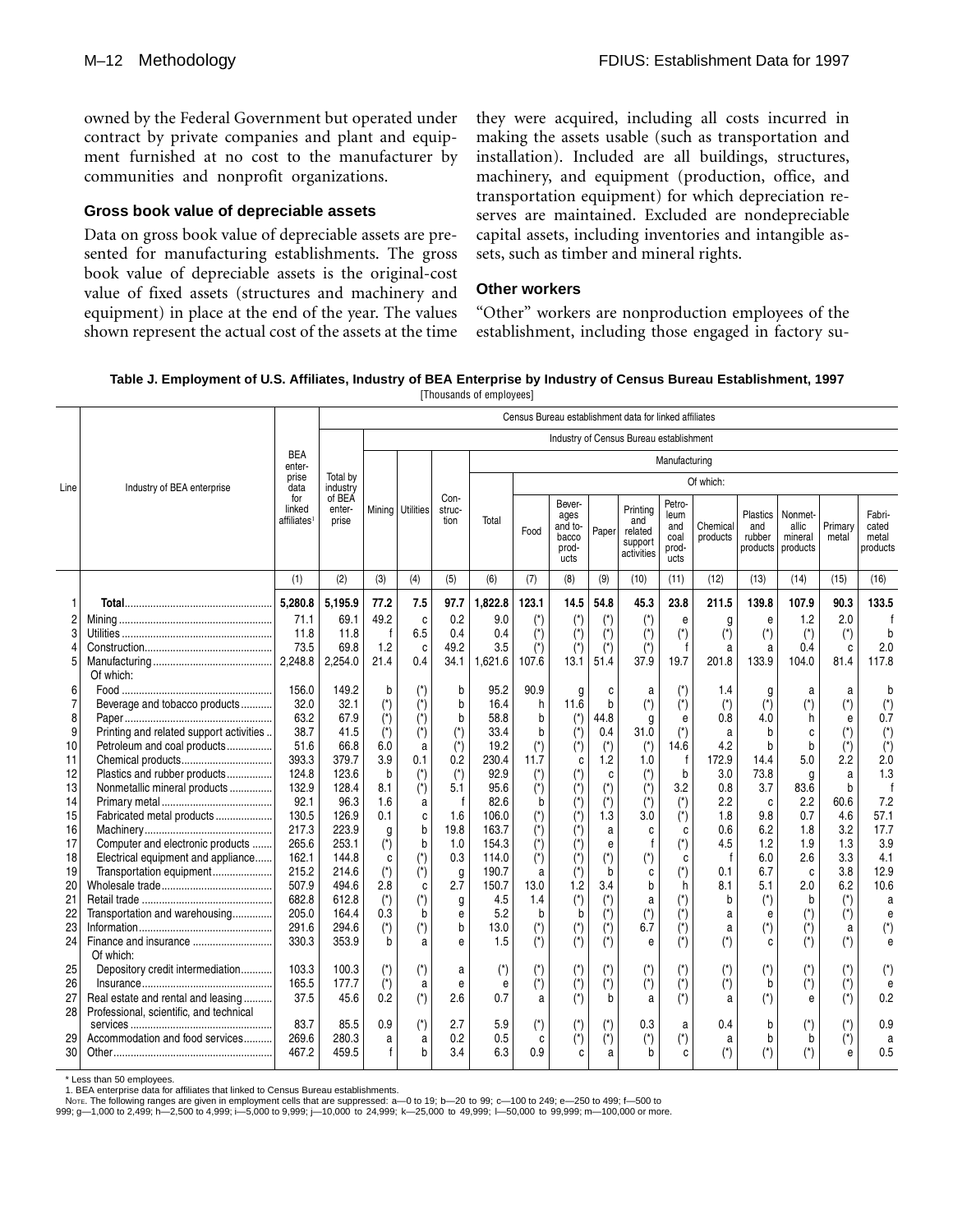owned by the Federal Government but operated under contract by private companies and plant and equipment furnished at no cost to the manufacturer by communities and nonprofit organizations.

### Gross book value of depreciable assets

Data on gross book value of depreciable assets are presented for manufacturing establishments. The gross book value of depreciable assets is the original-cost value of fixed assets (structures and machinery and equipment) in place at the end of the year. The values shown represent the actual cost of the assets at the time they were acquired, including all costs incurred in making the assets usable (such as transportation and installation). Included are all buildings, structures, machinery, and equipment (production, office, and transportation equipment) for which depreciation reserves are maintained. Excluded are nondepreciable capital assets, including inventories and intangible assets, such as timber and mineral rights.

### Other workers

"Other" workers are nonproduction employees of the establishment, including those engaged in factory su-

**Table J. Employment of U.S. Affiliates, Industry of BEA Enterprise by Industry of Census Bureau Establishment, 1997**
[Thousands of employees]

| Line | Industry of BEA enterprise | BEA enterprise data for linked affiliates[1] | Census Bureau establishment data for linked affiliates | | | | | | | | | | | | | | |
|---|---|---|---|---|---|---|---|---|---|---|---|---|---|---|---|---|---|
| | | | Total by industry of BEA enterprise | Industry of Census Bureau establishment | | | | | | | | | | | | | |
| | | | | Mining | Utilities | Construction | Manufacturing | | | | | | | | | | |
| | | | | | | | Total | Of which: | | | | | | | | | |
| | | | | | | | | Food | Beverages and tobacco products | Paper | Printing and related support activities | Petroleum and coal products | Chemical products | Plastics and rubber products | Nonmetallic mineral products | Primary metal | Fabricated metal products |
| | | (1) | (2) | (3) | (4) | (5) | (6) | (7) | (8) | (9) | (10) | (11) | (12) | (13) | (14) | (15) | (16) |
| 1 | **Total** | **5,280.8** | **5,195.9** | **77.2** | **7.5** | **97.7** | **1,822.8** | **123.1** | **14.5** | **54.8** | **45.3** | **23.8** | **211.5** | **139.8** | **107.9** | **90.3** | **133.5** |
| 2 | Mining | 71.1 | 69.1 | 49.2 | c | 0.2 | 9.0 | (*) | (*) | (*) | (*) | e | g | e | 1.2 | 2.0 | f |
| 3 | Utilities | 11.8 | 11.8 | f | 6.5 | 0.4 | 0.4 | (*) | (*) | (*) | (*) | (*) | (*) | (*) | (*) | (*) | b |
| 4 | Construction | 73.5 | 69.8 | 1.2 | c | 49.2 | 3.5 | (*) | (*) | (*) | (*) | f | a | a | 0.4 | c | 2.0 |
| 5 | Manufacturing | 2,248.8 | 2,254.0 | 21.4 | 0.4 | 34.1 | 1,621.6 | 107.6 | 13.1 | 51.4 | 37.9 | 19.7 | 201.8 | 133.9 | 104.0 | 81.4 | 117.8 |
| | Of which: | | | | | | | | | | | | | | | | |
| 6 | Food | 156.0 | 149.2 | b | (*) | b | 95.2 | 90.9 | g | c | a | (*) | 1.4 | g | a | a | b |
| 7 | Beverage and tobacco products | 32.0 | 32.1 | (*) | (*) | b | 16.4 | h | 11.6 | b | (*) | (*) | (*) | (*) | (*) | (*) | (*) |
| 8 | Paper | 63.2 | 67.9 | (*) | (*) | b | 58.8 | b | (*) | 44.8 | g | e | 0.8 | 4.0 | h | e | 0.7 |
| 9 | Printing and related support activities | 38.7 | 41.5 | (*) | (*) | (*) | 33.4 | b | (*) | 0.4 | 31.0 | (*) | a | b | c | (*) | (*) |
| 10 | Petroleum and coal products | 51.6 | 66.8 | 6.0 | a | (*) | 19.2 | (*) | (*) | (*) | (*) | 14.6 | 4.2 | b | b | (*) | (*) |
| 11 | Chemical products | 393.3 | 379.7 | 3.9 | 0.1 | 0.2 | 230.4 | 11.7 | c | 1.2 | 1.0 | f | 172.9 | 14.4 | 5.0 | 2.2 | 2.0 |
| 12 | Plastics and rubber products | 124.8 | 123.6 | b | (*) | (*) | 92.9 | (*) | (*) | c | (*) | b | 3.0 | 73.8 | g | a | 1.3 |
| 13 | Nonmetallic mineral products | 132.9 | 128.4 | 8.1 | (*) | 5.1 | 95.6 | (*) | (*) | (*) | (*) | 3.2 | 0.8 | 3.7 | 83.6 | b | f |
| 14 | Primary metal | 92.1 | 96.3 | 1.6 | a | f | 82.6 | b | (*) | (*) | (*) | (*) | 2.2 | c | 2.2 | 60.6 | 7.2 |
| 15 | Fabricated metal products | 130.5 | 126.9 | 0.1 | c | 1.6 | 106.0 | (*) | (*) | 1.3 | 3.0 | (*) | 1.8 | 9.8 | 0.7 | 4.6 | 57.1 |
| 16 | Machinery | 217.3 | 223.9 | g | b | 19.8 | 163.7 | (*) | (*) | a | c | c | 0.6 | 6.2 | 1.8 | 3.2 | 17.7 |
| 17 | Computer and electronic products | 265.6 | 253.1 | (*) | b | 1.0 | 154.3 | (*) | (*) | e | f | (*) | 4.5 | 1.2 | 1.9 | 1.3 | 3.9 |
| 18 | Electrical equipment and appliance | 162.1 | 144.8 | c | (*) | 0.3 | 114.0 | (*) | (*) | (*) | (*) | c | f | 6.0 | 2.6 | 3.3 | 4.1 |
| 19 | Transportation equipment | 215.2 | 214.6 | (*) | (*) | g | 190.7 | a | (*) | b | c | (*) | 0.1 | 6.7 | c | 3.8 | 12.9 |
| 20 | Wholesale trade | 507.9 | 494.6 | 2.8 | c | 2.7 | 150.7 | 13.0 | 1.2 | 3.4 | b | h | 8.1 | 5.1 | 2.0 | 6.2 | 10.6 |
| 21 | Retail trade | 682.8 | 612.8 | (*) | (*) | g | 4.5 | 1.4 | (*) | (*) | a | (*) | b | (*) | b | (*) | a |
| 22 | Transportation and warehousing | 205.0 | 164.4 | 0.3 | b | e | 5.2 | b | b | (*) | (*) | (*) | a | e | (*) | (*) | e |
| 23 | Information | 291.6 | 294.6 | (*) | (*) | b | 13.0 | (*) | (*) | (*) | 6.7 | (*) | a | (*) | (*) | a | (*) |
| 24 | Finance and insurance | 330.3 | 353.9 | b | a | e | 1.5 | (*) | (*) | (*) | e | (*) | (*) | c | (*) | (*) | e |
| | Of which: | | | | | | | | | | | | | | | | |
| 25 | Depository credit intermediation | 103.3 | 100.3 | (*) | (*) | a | (*) | (*) | (*) | (*) | (*) | (*) | (*) | (*) | (*) | (*) | (*) |
| 26 | Insurance | 165.5 | 177.7 | (*) | a | e | e | (*) | (*) | (*) | (*) | (*) | (*) | b | (*) | (*) | e |
| 27 | Real estate and rental and leasing | 37.5 | 45.6 | 0.2 | (*) | 2.6 | 0.7 | a | (*) | b | a | (*) | a | (*) | e | (*) | 0.2 |
| 28 | Professional, scientific, and technical services | 83.7 | 85.5 | 0.9 | (*) | 2.7 | 5.9 | (*) | (*) | (*) | 0.3 | a | 0.4 | b | (*) | (*) | 0.9 |
| 29 | Accommodation and food services | 269.6 | 280.3 | a | a | 0.2 | 0.5 | c | (*) | (*) | (*) | (*) | a | b | b | (*) | a |
| 30 | Other | 467.2 | 459.5 | f | b | 3.4 | 6.3 | 0.9 | c | a | b | c | (*) | (*) | (*) | e | 0.5 |

\* Less than 50 employees.
1. BEA enterprise data for affiliates that linked to Census Bureau establishments.
NOTE. The following ranges are given in employment cells that are suppressed: a—0 to 19; b—20 to 99; c—100 to 249; e—250 to 499; f—500 to 999; g—1,000 to 2,499; h—2,500 to 4,999; i—5,000 to 9,999; j—10,000 to 24,999; k—25,000 to 49,999; l—50,000 to 99,999; m—100,000 or more.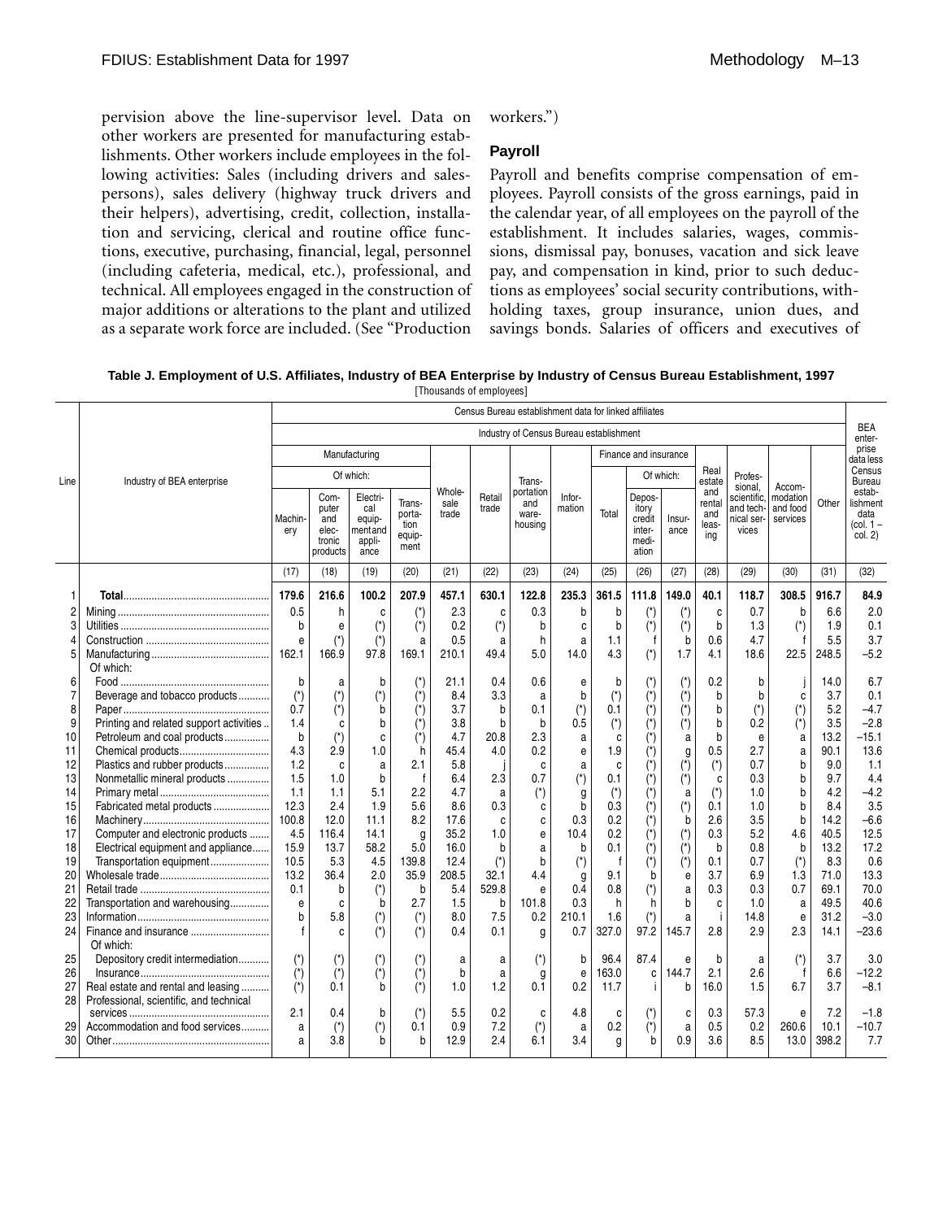pervision above the line-supervisor level. Data on other workers are presented for manufacturing establishments. Other workers include employees in the following activities: Sales (including drivers and salespersons), sales delivery (highway truck drivers and their helpers), advertising, credit, collection, installation and servicing, clerical and routine office functions, executive, purchasing, financial, legal, personnel (including cafeteria, medical, etc.), professional, and technical. All employees engaged in the construction of major additions or alterations to the plant and utilized as a separate work force are included. (See "Production workers.")

### Payroll

Payroll and benefits comprise compensation of employees. Payroll consists of the gross earnings, paid in the calendar year, of all employees on the payroll of the establishment. It includes salaries, wages, commissions, dismissal pay, bonuses, vacation and sick leave pay, and compensation in kind, prior to such deductions as employees' social security contributions, withholding taxes, group insurance, union dues, and savings bonds. Salaries of officers and executives of

**Table J. Employment of U.S. Affiliates, Industry of BEA Enterprise by Industry of Census Bureau Establishment, 1997**

[Thousands of employees]

| Line | Industry of BEA enterprise | Census Bureau establishment data for linked affiliates — Industry of Census Bureau establishment — Manufacturing — Of which: Machinery | Computer and electronic products | Electrical equipment and appliance | Transportation equipment | Wholesale trade | Retail trade | Transportation and warehousing | Information | Finance and insurance — Total | Of which: Depository credit intermediation | Insurance | Real estate and rental and leasing | Professional, scientific, and technical services | Accommodation and food services | Other | BEA enterprise data less Census Bureau establishment data (col. 1 – col. 2) |
|---|---|---|---|---|---|---|---|---|---|---|---|---|---|---|---|---|---|
| | | (17) | (18) | (19) | (20) | (21) | (22) | (23) | (24) | (25) | (26) | (27) | (28) | (29) | (30) | (31) | (32) |
| 1 | **Total** | **179.6** | **216.6** | **100.2** | **207.9** | **457.1** | **630.1** | **122.8** | **235.3** | **361.5** | **111.8** | **149.0** | **40.1** | **118.7** | **308.5** | **916.7** | **84.9** |
| 2 | Mining | 0.5 | h | c | (*) | 2.3 | c | 0.3 | b | b | (*) | (*) | c | 0.7 | b | 6.6 | 2.0 |
| 3 | Utilities | b | e | (*) | (*) | 0.2 | (*) | b | c | b | (*) | (*) | b | 1.3 | (*) | 1.9 | 0.1 |
| 4 | Construction | e | (*) | (*) | a | 0.5 | a | h | a | 1.1 | f | b | 0.6 | 4.7 | f | 5.5 | 3.7 |
| 5 | Manufacturing | 162.1 | 166.9 | 97.8 | 169.1 | 210.1 | 49.4 | 5.0 | 14.0 | 4.3 | (*) | 1.7 | 4.1 | 18.6 | 22.5 | 248.5 | –5.2 |
| | Of which: | | | | | | | | | | | | | | | | |
| 6 | Food | b | a | b | (*) | 21.1 | 0.4 | 0.6 | e | b | (*) | (*) | 0.2 | b | j | 14.0 | 6.7 |
| 7 | Beverage and tobacco products | (*) | (*) | (*) | (*) | 8.4 | 3.3 | a | b | (*) | (*) | (*) | b | b | c | 3.7 | 0.1 |
| 8 | Paper | 0.7 | (*) | b | (*) | 3.7 | b | 0.1 | (*) | (*) | (*) | (*) | b | (*) | (*) | 5.2 | –4.7 |
| 9 | Printing and related support activities | 1.4 | c | b | (*) | 3.8 | b | b | 0.5 | (*) | (*) | (*) | b | 0.2 | (*) | 3.5 | –2.8 |
| 10 | Petroleum and coal products | b | (*) | c | (*) | 4.7 | 20.8 | 2.3 | a | c | (*) | a | b | e | a | 13.2 | –15.1 |
| 11 | Chemical products | 4.3 | 2.9 | 1.0 | h | 45.4 | 4.0 | 0.2 | e | 1.9 | (*) | g | 0.5 | 2.7 | a | 90.1 | 13.6 |
| 12 | Plastics and rubber products | 1.2 | c | a | 2.1 | 5.8 | j | c | a | c | (*) | (*) | (*) | 0.7 | b | 9.0 | 1.1 |
| 13 | Nonmetallic mineral products | 1.5 | 1.0 | b | f | 6.4 | 2.3 | 0.7 | (*) | 0.1 | (*) | (*) | c | 0.3 | b | 9.7 | 4.4 |
| 14 | Primary metal | 1.1 | 1.1 | 5.1 | 2.2 | 4.7 | a | (*) | g | (*) | (*) | a | (*) | 1.0 | b | 4.2 | –4.2 |
| 15 | Fabricated metal products | 12.3 | 2.4 | 1.9 | 5.6 | 8.6 | 0.3 | c | b | 0.3 | (*) | (*) | 0.1 | 1.0 | b | 8.4 | 3.5 |
| 16 | Machinery | 100.8 | 12.0 | 11.1 | 8.2 | 17.6 | c | c | 0.3 | 0.2 | (*) | b | 2.6 | 3.5 | b | 14.2 | –6.6 |
| 17 | Computer and electronic products | 4.5 | 116.4 | 14.1 | g | 35.2 | 1.0 | e | 10.4 | 0.2 | (*) | (*) | 0.3 | 5.2 | 4.6 | 40.5 | 12.5 |
| 18 | Electrical equipment and appliance | 15.9 | 13.7 | 58.2 | 5.0 | 16.0 | b | a | b | 0.1 | (*) | (*) | b | 0.8 | b | 13.2 | 17.2 |
| 19 | Transportation equipment | 10.5 | 5.3 | 4.5 | 139.8 | 12.4 | (*) | b | (*) | f | (*) | (*) | 0.1 | 0.7 | (*) | 8.3 | 0.6 |
| 20 | Wholesale trade | 13.2 | 36.4 | 2.0 | 35.9 | 208.5 | 32.1 | 4.4 | g | 9.1 | b | e | 3.7 | 6.9 | 1.3 | 71.0 | 13.3 |
| 21 | Retail trade | 0.1 | b | (*) | b | 5.4 | 529.8 | e | 0.4 | 0.8 | (*) | a | 0.3 | 0.3 | 0.7 | 69.1 | 70.0 |
| 22 | Transportation and warehousing | e | c | b | 2.7 | 1.5 | b | 101.8 | 0.3 | h | h | b | c | 1.0 | a | 49.5 | 40.6 |
| 23 | Information | b | 5.8 | (*) | (*) | 8.0 | 7.5 | 0.2 | 210.1 | 1.6 | (*) | a | i | 14.8 | e | 31.2 | –3.0 |
| 24 | Finance and insurance | f | c | (*) | (*) | 0.4 | 0.1 | g | 0.7 | 327.0 | 97.2 | 145.7 | 2.8 | 2.9 | 2.3 | 14.1 | –23.6 |
| | Of which: | | | | | | | | | | | | | | | | |
| 25 | Depository credit intermediation | (*) | (*) | (*) | (*) | a | a | (*) | b | 96.4 | 87.4 | e | b | a | (*) | 3.7 | 3.0 |
| 26 | Insurance | (*) | (*) | (*) | (*) | b | a | g | e | 163.0 | c | 144.7 | 2.1 | 2.6 | f | 6.6 | –12.2 |
| 27 | Real estate and rental and leasing | (*) | 0.1 | b | (*) | 1.0 | 1.2 | 0.1 | 0.2 | 11.7 | i | b | 16.0 | 1.5 | 6.7 | 3.7 | –8.1 |
| 28 | Professional, scientific, and technical services | 2.1 | 0.4 | b | (*) | 5.5 | 0.2 | c | 4.8 | c | (*) | c | 0.3 | 57.3 | e | 7.2 | –1.8 |
| 29 | Accommodation and food services | a | (*) | (*) | 0.1 | 0.9 | 7.2 | (*) | a | 0.2 | (*) | a | 0.5 | 0.2 | 260.6 | 10.1 | –10.7 |
| 30 | Other | a | 3.8 | b | b | 12.9 | 2.4 | 6.1 | 3.4 | g | b | 0.9 | 3.6 | 8.5 | 13.0 | 398.2 | 7.7 |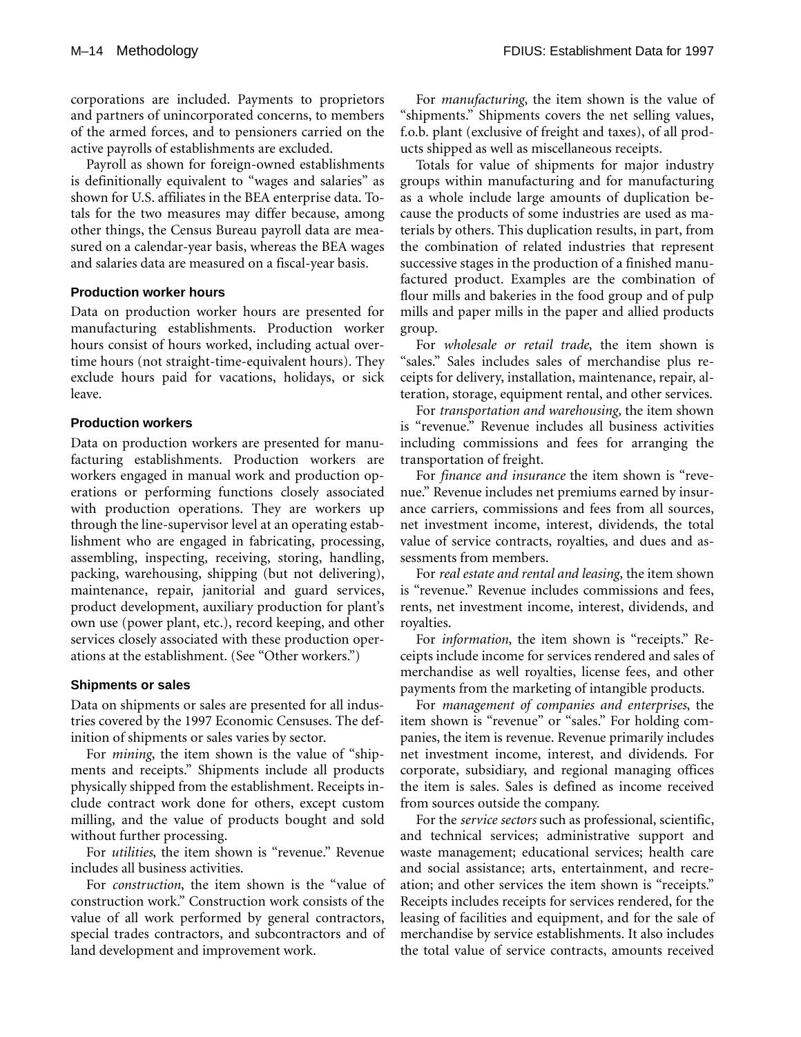corporations are included. Payments to proprietors and partners of unincorporated concerns, to members of the armed forces, and to pensioners carried on the active payrolls of establishments are excluded.

Payroll as shown for foreign-owned establishments is definitionally equivalent to "wages and salaries" as shown for U.S. affiliates in the BEA enterprise data. Totals for the two measures may differ because, among other things, the Census Bureau payroll data are measured on a calendar-year basis, whereas the BEA wages and salaries data are measured on a fiscal-year basis.

### Production worker hours

Data on production worker hours are presented for manufacturing establishments. Production worker hours consist of hours worked, including actual overtime hours (not straight-time-equivalent hours). They exclude hours paid for vacations, holidays, or sick leave.

### Production workers

Data on production workers are presented for manufacturing establishments. Production workers are workers engaged in manual work and production operations or performing functions closely associated with production operations. They are workers up through the line-supervisor level at an operating establishment who are engaged in fabricating, processing, assembling, inspecting, receiving, storing, handling, packing, warehousing, shipping (but not delivering), maintenance, repair, janitorial and guard services, product development, auxiliary production for plant's own use (power plant, etc.), record keeping, and other services closely associated with these production operations at the establishment. (See "Other workers.")

### Shipments or sales

Data on shipments or sales are presented for all industries covered by the 1997 Economic Censuses. The definition of shipments or sales varies by sector.

For *mining*, the item shown is the value of "shipments and receipts." Shipments include all products physically shipped from the establishment. Receipts include contract work done for others, except custom milling, and the value of products bought and sold without further processing.

For *utilities*, the item shown is "revenue." Revenue includes all business activities.

For *construction*, the item shown is the "value of construction work." Construction work consists of the value of all work performed by general contractors, special trades contractors, and subcontractors and of land development and improvement work.

For *manufacturing*, the item shown is the value of "shipments." Shipments covers the net selling values, f.o.b. plant (exclusive of freight and taxes), of all products shipped as well as miscellaneous receipts.

Totals for value of shipments for major industry groups within manufacturing and for manufacturing as a whole include large amounts of duplication because the products of some industries are used as materials by others. This duplication results, in part, from the combination of related industries that represent successive stages in the production of a finished manufactured product. Examples are the combination of flour mills and bakeries in the food group and of pulp mills and paper mills in the paper and allied products group.

For *wholesale or retail trade*, the item shown is "sales." Sales includes sales of merchandise plus receipts for delivery, installation, maintenance, repair, alteration, storage, equipment rental, and other services.

For *transportation and warehousing,* the item shown is "revenue." Revenue includes all business activities including commissions and fees for arranging the transportation of freight.

For *finance and insurance* the item shown is "revenue." Revenue includes net premiums earned by insurance carriers, commissions and fees from all sources, net investment income, interest, dividends, the total value of service contracts, royalties, and dues and assessments from members.

For *real estate and rental and leasing*, the item shown is "revenue." Revenue includes commissions and fees, rents, net investment income, interest, dividends, and royalties.

For *information*, the item shown is "receipts." Receipts include income for services rendered and sales of merchandise as well royalties, license fees, and other payments from the marketing of intangible products.

For *management of companies and enterprises*, the item shown is "revenue" or "sales." For holding companies, the item is revenue. Revenue primarily includes net investment income, interest, and dividends. For corporate, subsidiary, and regional managing offices the item is sales. Sales is defined as income received from sources outside the company.

For the *service sectors* such as professional, scientific, and technical services; administrative support and waste management; educational services; health care and social assistance; arts, entertainment, and recreation; and other services the item shown is "receipts." Receipts includes receipts for services rendered, for the leasing of facilities and equipment, and for the sale of merchandise by service establishments. It also includes the total value of service contracts, amounts received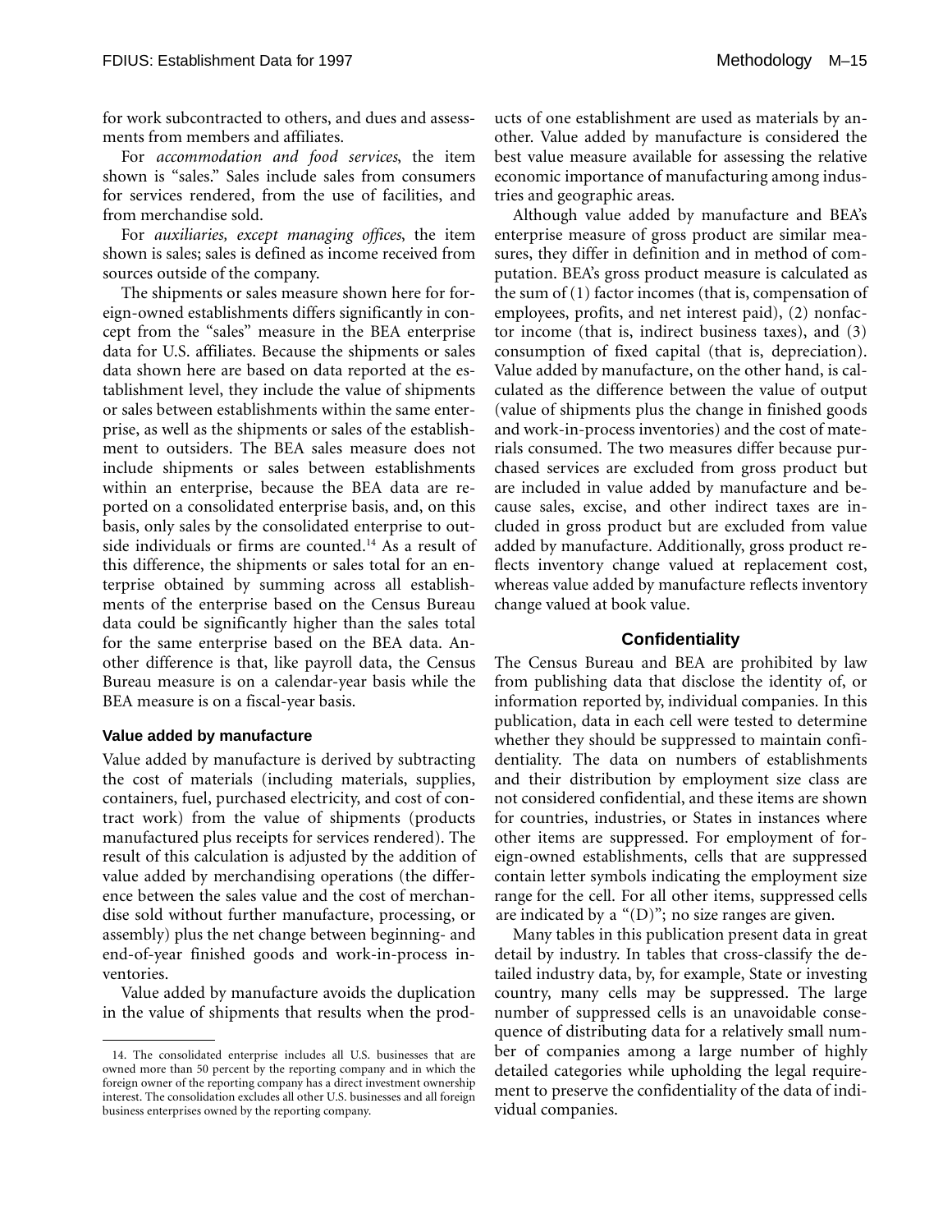for work subcontracted to others, and dues and assessments from members and affiliates.

For *accommodation and food services*, the item shown is "sales." Sales include sales from consumers for services rendered, from the use of facilities, and from merchandise sold.

For *auxiliaries, except managing offices*, the item shown is sales; sales is defined as income received from sources outside of the company.

The shipments or sales measure shown here for foreign-owned establishments differs significantly in concept from the "sales" measure in the BEA enterprise data for U.S. affiliates. Because the shipments or sales data shown here are based on data reported at the establishment level, they include the value of shipments or sales between establishments within the same enterprise, as well as the shipments or sales of the establishment to outsiders. The BEA sales measure does not include shipments or sales between establishments within an enterprise, because the BEA data are reported on a consolidated enterprise basis, and, on this basis, only sales by the consolidated enterprise to outside individuals or firms are counted.[14] As a result of this difference, the shipments or sales total for an enterprise obtained by summing across all establishments of the enterprise based on the Census Bureau data could be significantly higher than the sales total for the same enterprise based on the BEA data. Another difference is that, like payroll data, the Census Bureau measure is on a calendar-year basis while the BEA measure is on a fiscal-year basis.

### Value added by manufacture

Value added by manufacture is derived by subtracting the cost of materials (including materials, supplies, containers, fuel, purchased electricity, and cost of contract work) from the value of shipments (products manufactured plus receipts for services rendered). The result of this calculation is adjusted by the addition of value added by merchandising operations (the difference between the sales value and the cost of merchandise sold without further manufacture, processing, or assembly) plus the net change between beginning- and end-of-year finished goods and work-in-process inventories.

Value added by manufacture avoids the duplication in the value of shipments that results when the products of one establishment are used as materials by another. Value added by manufacture is considered the best value measure available for assessing the relative economic importance of manufacturing among industries and geographic areas.

Although value added by manufacture and BEA's enterprise measure of gross product are similar measures, they differ in definition and in method of computation. BEA's gross product measure is calculated as the sum of (1) factor incomes (that is, compensation of employees, profits, and net interest paid), (2) nonfactor income (that is, indirect business taxes), and (3) consumption of fixed capital (that is, depreciation). Value added by manufacture, on the other hand, is calculated as the difference between the value of output (value of shipments plus the change in finished goods and work-in-process inventories) and the cost of materials consumed. The two measures differ because purchased services are excluded from gross product but are included in value added by manufacture and because sales, excise, and other indirect taxes are included in gross product but are excluded from value added by manufacture. Additionally, gross product reflects inventory change valued at replacement cost, whereas value added by manufacture reflects inventory change valued at book value.

## Confidentiality

The Census Bureau and BEA are prohibited by law from publishing data that disclose the identity of, or information reported by, individual companies. In this publication, data in each cell were tested to determine whether they should be suppressed to maintain confidentiality. The data on numbers of establishments and their distribution by employment size class are not considered confidential, and these items are shown for countries, industries, or States in instances where other items are suppressed. For employment of foreign-owned establishments, cells that are suppressed contain letter symbols indicating the employment size range for the cell. For all other items, suppressed cells are indicated by a "(D)"; no size ranges are given.

Many tables in this publication present data in great detail by industry. In tables that cross-classify the detailed industry data, by, for example, State or investing country, many cells may be suppressed. The large number of suppressed cells is an unavoidable consequence of distributing data for a relatively small number of companies among a large number of highly detailed categories while upholding the legal requirement to preserve the confidentiality of the data of individual companies.

---

14. The consolidated enterprise includes all U.S. businesses that are owned more than 50 percent by the reporting company and in which the foreign owner of the reporting company has a direct investment ownership interest. The consolidation excludes all other U.S. businesses and all foreign business enterprises owned by the reporting company.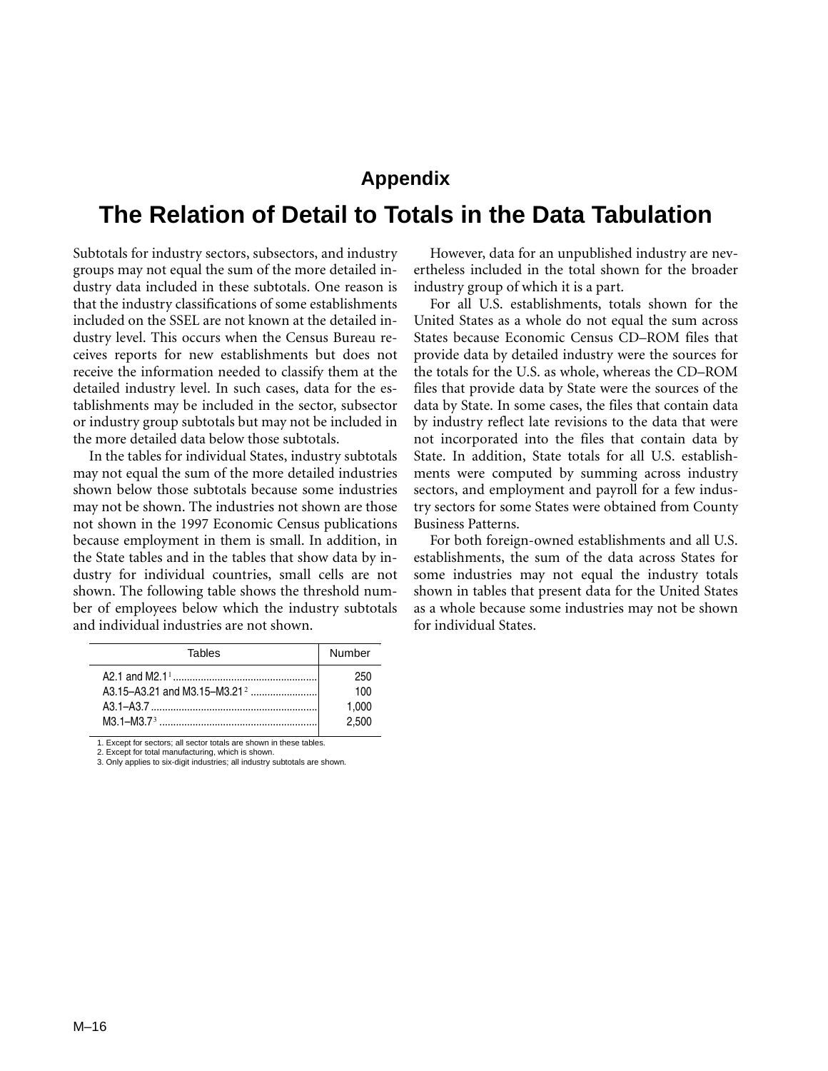## Appendix

# The Relation of Detail to Totals in the Data Tabulation

Subtotals for industry sectors, subsectors, and industry groups may not equal the sum of the more detailed industry data included in these subtotals. One reason is that the industry classifications of some establishments included on the SSEL are not known at the detailed industry level. This occurs when the Census Bureau receives reports for new establishments but does not receive the information needed to classify them at the detailed industry level. In such cases, data for the establishments may be included in the sector, subsector or industry group subtotals but may not be included in the more detailed data below those subtotals.

In the tables for individual States, industry subtotals may not equal the sum of the more detailed industries shown below those subtotals because some industries may not be shown. The industries not shown are those not shown in the 1997 Economic Census publications because employment in them is small. In addition, in the State tables and in the tables that show data by industry for individual countries, small cells are not shown. The following table shows the threshold number of employees below which the industry subtotals and individual industries are not shown.

| Tables | Number |
|---|---|
| A2.1 and M2.1[1] | 250 |
| A3.15–A3.21 and M3.15–M3.21[2] | 100 |
| A3.1–A3.7 | 1,000 |
| M3.1–M3.7[3] | 2,500 |

1. Except for sectors; all sector totals are shown in these tables.
2. Except for total manufacturing, which is shown.
3. Only applies to six-digit industries; all industry subtotals are shown.

However, data for an unpublished industry are nevertheless included in the total shown for the broader industry group of which it is a part.

For all U.S. establishments, totals shown for the United States as a whole do not equal the sum across States because Economic Census CD–ROM files that provide data by detailed industry were the sources for the totals for the U.S. as whole, whereas the CD–ROM files that provide data by State were the sources of the data by State. In some cases, the files that contain data by industry reflect late revisions to the data that were not incorporated into the files that contain data by State. In addition, State totals for all U.S. establishments were computed by summing across industry sectors, and employment and payroll for a few industry sectors for some States were obtained from County Business Patterns.

For both foreign-owned establishments and all U.S. establishments, the sum of the data across States for some industries may not equal the industry totals shown in tables that present data for the United States as a whole because some industries may not be shown for individual States.